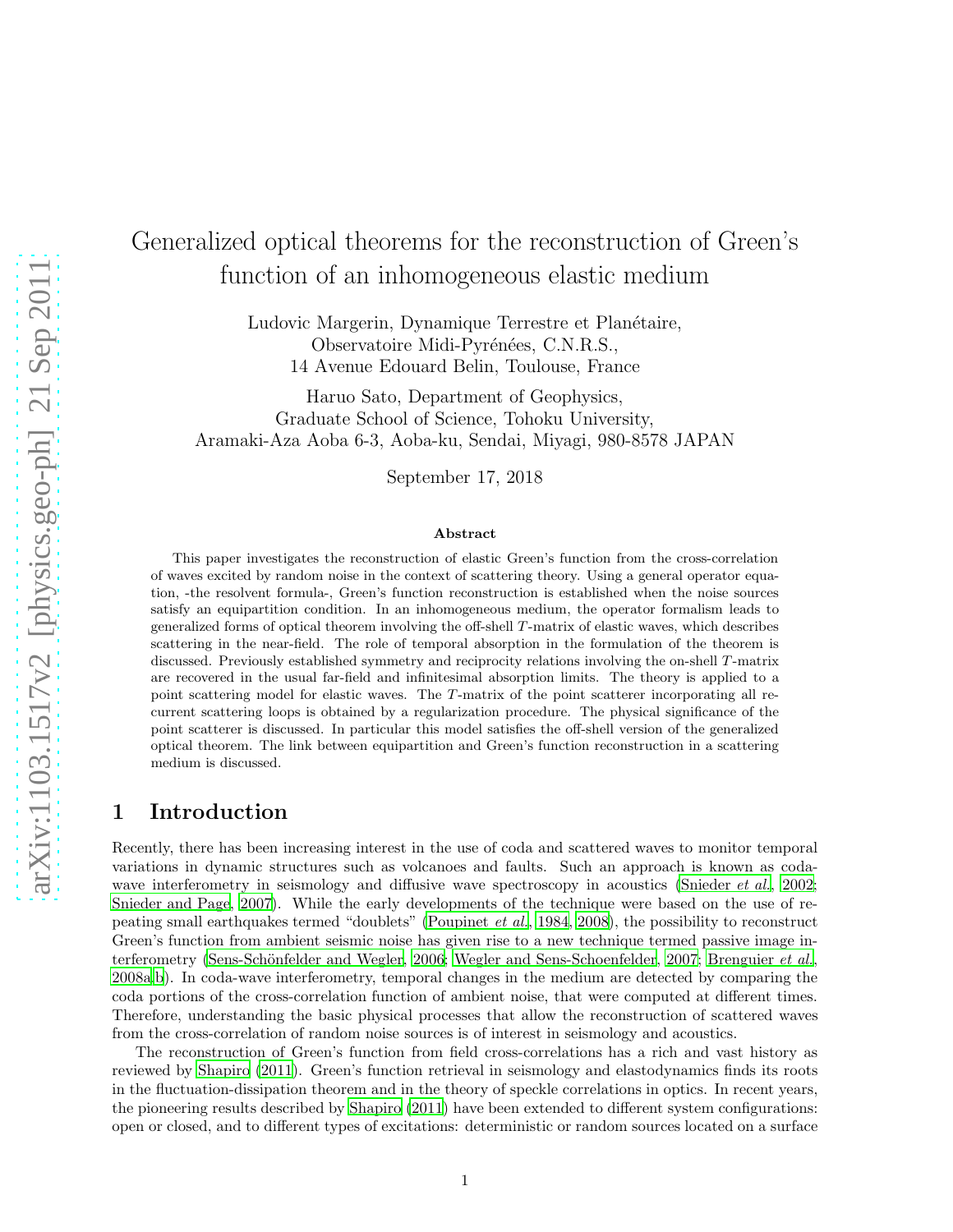# Generalized optical theorems for the reconstruction of Green's function of an inhomogeneous elastic medium

Ludovic Margerin, Dynamique Terrestre et Planétaire,
Observatoire Midi-Pyrénées, C.N.R.S.,
14 Avenue Edouard Belin, Toulouse, France

Haruo Sato, Department of Geophysics,
Graduate School of Science, Tohoku University,
Aramaki-Aza Aoba 6-3, Aoba-ku, Sendai, Miyagi, 980-8578 JAPAN

September 17, 2018

### Abstract

This paper investigates the reconstruction of elastic Green's function from the cross-correlation of waves excited by random noise in the context of scattering theory. Using a general operator equation, -the resolvent formula-, Green's function reconstruction is established when the noise sources satisfy an equipartition condition. In an inhomogeneous medium, the operator formalism leads to generalized forms of optical theorem involving the off-shell $T$-matrix of elastic waves, which describes scattering in the near-field. The role of temporal absorption in the formulation of the theorem is discussed. Previously established symmetry and reciprocity relations involving the on-shell $T$-matrix are recovered in the usual far-field and infinitesimal absorption limits. The theory is applied to a point scattering model for elastic waves. The $T$-matrix of the point scatterer incorporating all recurrent scattering loops is obtained by a regularization procedure. The physical significance of the point scatterer is discussed. In particular this model satisfies the off-shell version of the generalized optical theorem. The link between equipartition and Green's function reconstruction in a scattering medium is discussed.

## 1 Introduction

Recently, there has been increasing interest in the use of coda and scattered waves to monitor temporal variations in dynamic structures such as volcanoes and faults. Such an approach is known as coda-wave interferometry in seismology and diffusive wave spectroscopy in acoustics (Snieder *et al.*, 2002; Snieder and Page, 2007). While the early developments of the technique were based on the use of repeating small earthquakes termed "doublets" (Poupinet *et al.*, 1984, 2008), the possibility to reconstruct Green's function from ambient seismic noise has given rise to a new technique termed passive image interferometry (Sens-Schönfelder and Wegler, 2006; Wegler and Sens-Schoenfelder, 2007; Brenguier *et al.*, 2008a,b). In coda-wave interferometry, temporal changes in the medium are detected by comparing the coda portions of the cross-correlation function of ambient noise, that were computed at different times. Therefore, understanding the basic physical processes that allow the reconstruction of scattered waves from the cross-correlation of random noise sources is of interest in seismology and acoustics.

The reconstruction of Green's function from field cross-correlations has a rich and vast history as reviewed by Shapiro (2011). Green's function retrieval in seismology and elastodynamics finds its roots in the fluctuation-dissipation theorem and in the theory of speckle correlations in optics. In recent years, the pioneering results described by Shapiro (2011) have been extended to different system configurations: open or closed, and to different types of excitations: deterministic or random sources located on a surface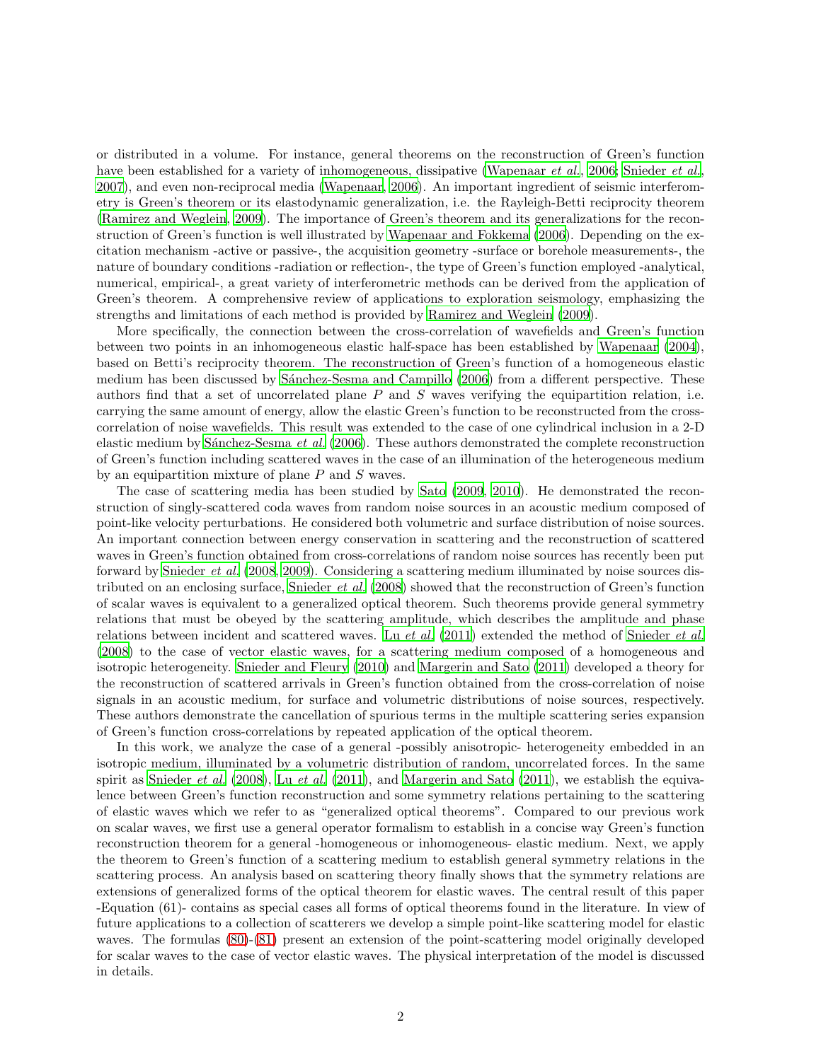or distributed in a volume. For instance, general theorems on the reconstruction of Green's function have been established for a variety of inhomogeneous, dissipative (Wapenaar *et al.*, 2006; Snieder *et al.*, 2007), and even non-reciprocal media (Wapenaar, 2006). An important ingredient of seismic interferometry is Green's theorem or its elastodynamic generalization, i.e. the Rayleigh-Betti reciprocity theorem (Ramirez and Weglein, 2009). The importance of Green's theorem and its generalizations for the reconstruction of Green's function is well illustrated by Wapenaar and Fokkema (2006). Depending on the excitation mechanism -active or passive-, the acquisition geometry -surface or borehole measurements-, the nature of boundary conditions -radiation or reflection-, the type of Green's function employed -analytical, numerical, empirical-, a great variety of interferometric methods can be derived from the application of Green's theorem. A comprehensive review of applications to exploration seismology, emphasizing the strengths and limitations of each method is provided by Ramirez and Weglein (2009).

More specifically, the connection between the cross-correlation of wavefields and Green's function between two points in an inhomogeneous elastic half-space has been established by Wapenaar (2004), based on Betti's reciprocity theorem. The reconstruction of Green's function of a homogeneous elastic medium has been discussed by Sánchez-Sesma and Campillo (2006) from a different perspective. These authors find that a set of uncorrelated plane $P$ and $S$ waves verifying the equipartition relation, i.e. carrying the same amount of energy, allow the elastic Green's function to be reconstructed from the cross-correlation of noise wavefields. This result was extended to the case of one cylindrical inclusion in a 2-D elastic medium by Sánchez-Sesma *et al.* (2006). These authors demonstrated the complete reconstruction of Green's function including scattered waves in the case of an illumination of the heterogeneous medium by an equipartition mixture of plane $P$ and $S$ waves.

The case of scattering media has been studied by Sato (2009, 2010). He demonstrated the reconstruction of singly-scattered coda waves from random noise sources in an acoustic medium composed of point-like velocity perturbations. He considered both volumetric and surface distribution of noise sources. An important connection between energy conservation in scattering and the reconstruction of scattered waves in Green's function obtained from cross-correlations of random noise sources has recently been put forward by Snieder *et al.* (2008, 2009). Considering a scattering medium illuminated by noise sources distributed on an enclosing surface, Snieder *et al.* (2008) showed that the reconstruction of Green's function of scalar waves is equivalent to a generalized optical theorem. Such theorems provide general symmetry relations that must be obeyed by the scattering amplitude, which describes the amplitude and phase relations between incident and scattered waves. Lu *et al.* (2011) extended the method of Snieder *et al.* (2008) to the case of vector elastic waves, for a scattering medium composed of a homogeneous and isotropic heterogeneity. Snieder and Fleury (2010) and Margerin and Sato (2011) developed a theory for the reconstruction of scattered arrivals in Green's function obtained from the cross-correlation of noise signals in an acoustic medium, for surface and volumetric distributions of noise sources, respectively. These authors demonstrate the cancellation of spurious terms in the multiple scattering series expansion of Green's function cross-correlations by repeated application of the optical theorem.

In this work, we analyze the case of a general -possibly anisotropic- heterogeneity embedded in an isotropic medium, illuminated by a volumetric distribution of random, uncorrelated forces. In the same spirit as Snieder *et al.* (2008), Lu *et al.* (2011), and Margerin and Sato (2011), we establish the equivalence between Green's function reconstruction and some symmetry relations pertaining to the scattering of elastic waves which we refer to as "generalized optical theorems". Compared to our previous work on scalar waves, we first use a general operator formalism to establish in a concise way Green's function reconstruction theorem for a general -homogeneous or inhomogeneous- elastic medium. Next, we apply the theorem to Green's function of a scattering medium to establish general symmetry relations in the scattering process. An analysis based on scattering theory finally shows that the symmetry relations are extensions of generalized forms of the optical theorem for elastic waves. The central result of this paper -Equation (61)- contains as special cases all forms of optical theorems found in the literature. In view of future applications to a collection of scatterers we develop a simple point-like scattering model for elastic waves. The formulas (80)-(81) present an extension of the point-scattering model originally developed for scalar waves to the case of vector elastic waves. The physical interpretation of the model is discussed in details.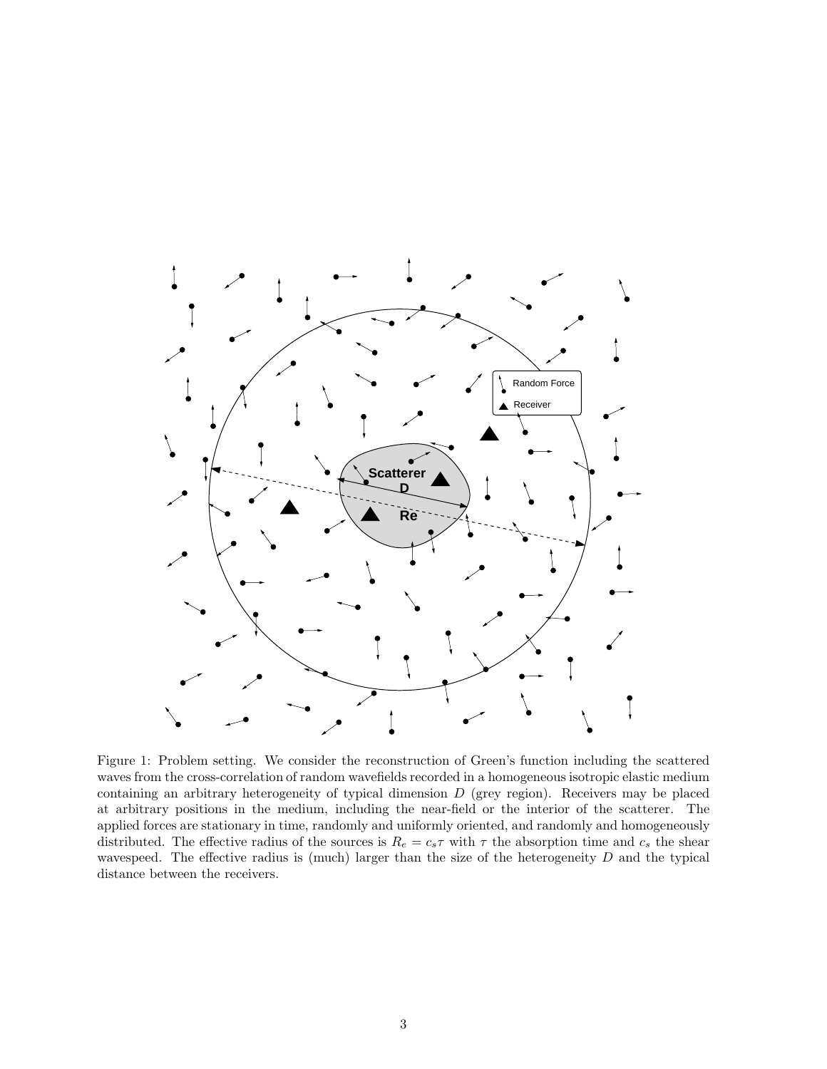Figure 1: Problem setting. We consider the reconstruction of Green's function including the scattered waves from the cross-correlation of random wavefields recorded in a homogeneous isotropic elastic medium containing an arbitrary heterogeneity of typical dimension $D$ (grey region). Receivers may be placed at arbitrary positions in the medium, including the near-field or the interior of the scatterer. The applied forces are stationary in time, randomly and uniformly oriented, and randomly and homogeneously distributed. The effective radius of the sources is $R_e = c_s\tau$ with $\tau$ the absorption time and $c_s$ the shear wavespeed. The effective radius is (much) larger than the size of the heterogeneity $D$ and the typical distance between the receivers.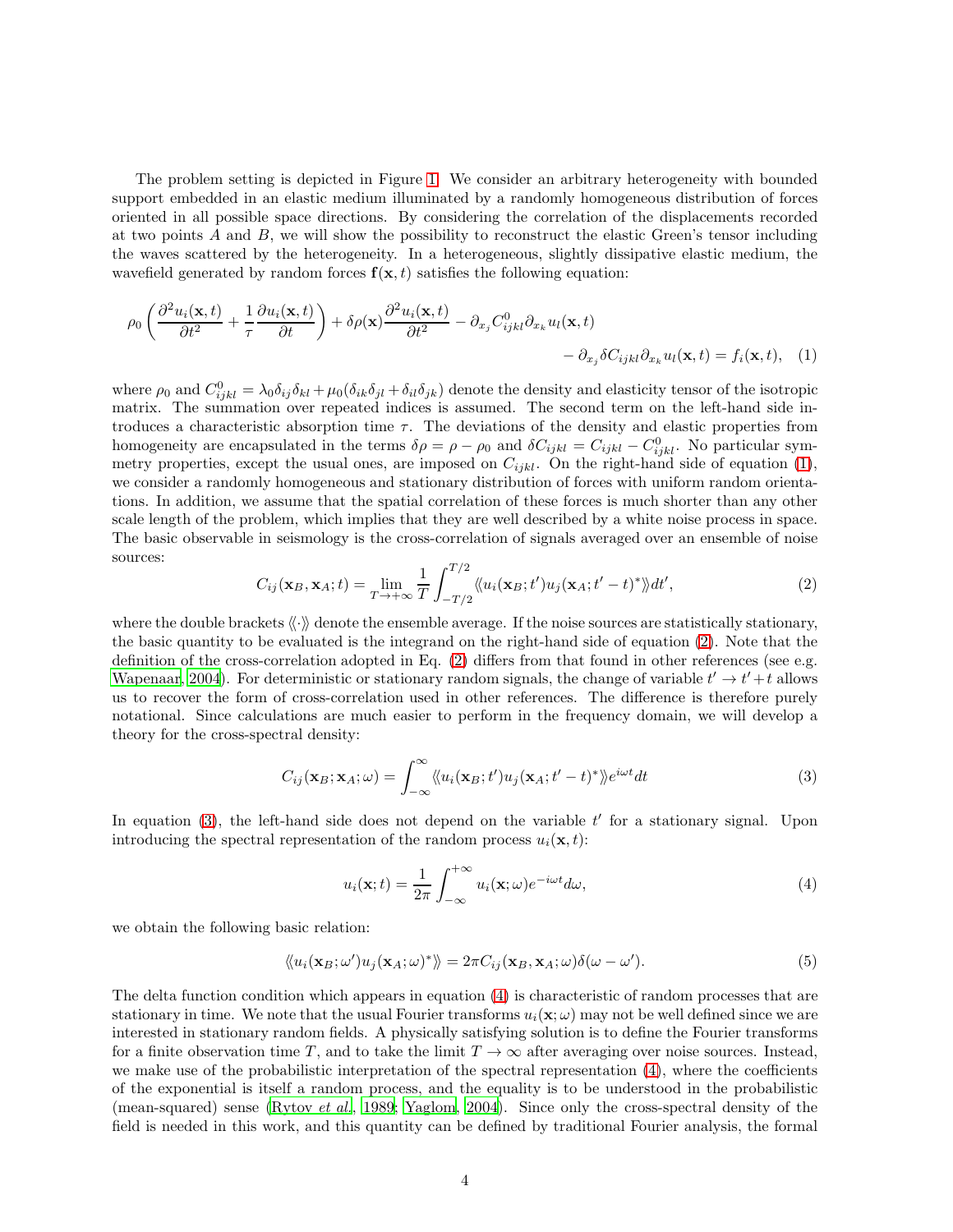The problem setting is depicted in Figure 1. We consider an arbitrary heterogeneity with bounded support embedded in an elastic medium illuminated by a randomly homogeneous distribution of forces oriented in all possible space directions. By considering the correlation of the displacements recorded at two points $A$ and $B$, we will show the possibility to reconstruct the elastic Green's tensor including the waves scattered by the heterogeneity. In a heterogeneous, slightly dissipative elastic medium, the wavefield generated by random forces $\mathbf{f}(\mathbf{x}, t)$ satisfies the following equation:

$$\rho_0 \left( \frac{\partial^2 u_i(\mathbf{x}, t)}{\partial t^2} + \frac{1}{\tau} \frac{\partial u_i(\mathbf{x}, t)}{\partial t} \right) + \delta\rho(\mathbf{x}) \frac{\partial^2 u_i(\mathbf{x}, t)}{\partial t^2} - \partial_{x_j} C^0_{ijkl} \partial_{x_k} u_l(\mathbf{x}, t) - \partial_{x_j} \delta C_{ijkl} \partial_{x_k} u_l(\mathbf{x}, t) = f_i(\mathbf{x}, t), \quad (1)$$

where $\rho_0$ and $C^0_{ijkl} = \lambda_0 \delta_{ij}\delta_{kl} + \mu_0(\delta_{ik}\delta_{jl} + \delta_{il}\delta_{jk})$ denote the density and elasticity tensor of the isotropic matrix. The summation over repeated indices is assumed. The second term on the left-hand side introduces a characteristic absorption time $\tau$. The deviations of the density and elastic properties from homogeneity are encapsulated in the terms $\delta\rho = \rho - \rho_0$ and $\delta C_{ijkl} = C_{ijkl} - C^0_{ijkl}$. No particular symmetry properties, except the usual ones, are imposed on $C_{ijkl}$. On the right-hand side of equation (1), we consider a randomly homogeneous and stationary distribution of forces with uniform random orientations. In addition, we assume that the spatial correlation of these forces is much shorter than any other scale length of the problem, which implies that they are well described by a white noise process in space. The basic observable in seismology is the cross-correlation of signals averaged over an ensemble of noise sources:

$$C_{ij}(\mathbf{x}_B, \mathbf{x}_A; t) = \lim_{T\to+\infty} \frac{1}{T} \int_{-T/2}^{T/2} \langle\langle u_i(\mathbf{x}_B; t') u_j(\mathbf{x}_A; t' - t)^* \rangle\rangle dt', \quad (2)$$

where the double brackets $\langle\langle \cdot \rangle\rangle$ denote the ensemble average. If the noise sources are statistically stationary, the basic quantity to be evaluated is the integrand on the right-hand side of equation (2). Note that the definition of the cross-correlation adopted in Eq. (2) differs from that found in other references (see e.g. Wapenaar, 2004). For deterministic or stationary random signals, the change of variable $t' \to t' + t$ allows us to recover the form of cross-correlation used in other references. The difference is therefore purely notational. Since calculations are much easier to perform in the frequency domain, we will develop a theory for the cross-spectral density:

$$C_{ij}(\mathbf{x}_B; \mathbf{x}_A; \omega) = \int_{-\infty}^{\infty} \langle\langle u_i(\mathbf{x}_B; t') u_j(\mathbf{x}_A; t' - t)^* \rangle\rangle e^{i\omega t} dt \quad (3)$$

In equation (3), the left-hand side does not depend on the variable $t'$ for a stationary signal. Upon introducing the spectral representation of the random process $u_i(\mathbf{x}, t)$:

$$u_i(\mathbf{x}; t) = \frac{1}{2\pi} \int_{-\infty}^{+\infty} u_i(\mathbf{x}; \omega) e^{-i\omega t} d\omega, \quad (4)$$

we obtain the following basic relation:

$$\langle\langle u_i(\mathbf{x}_B; \omega') u_j(\mathbf{x}_A; \omega)^* \rangle\rangle = 2\pi C_{ij}(\mathbf{x}_B, \mathbf{x}_A; \omega) \delta(\omega - \omega'). \quad (5)$$

The delta function condition which appears in equation (4) is characteristic of random processes that are stationary in time. We note that the usual Fourier transforms $u_i(\mathbf{x}; \omega)$ may not be well defined since we are interested in stationary random fields. A physically satisfying solution is to define the Fourier transforms for a finite observation time $T$, and to take the limit $T \to \infty$ after averaging over noise sources. Instead, we make use of the probabilistic interpretation of the spectral representation (4), where the coefficients of the exponential is itself a random process, and the equality is to be understood in the probabilistic (mean-squared) sense (Rytov *et al.*, 1989; Yaglom, 2004). Since only the cross-spectral density of the field is needed in this work, and this quantity can be defined by traditional Fourier analysis, the formal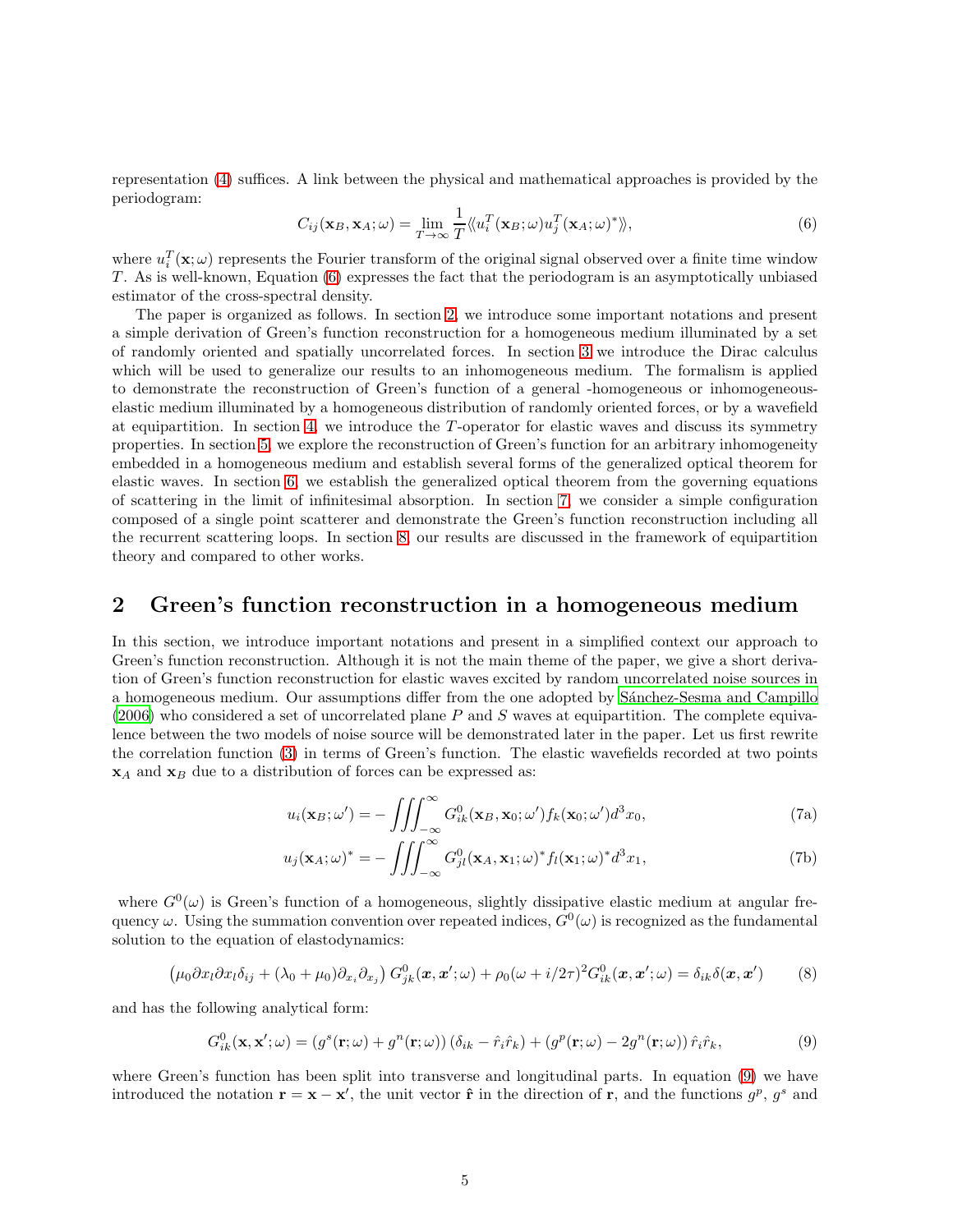representation (4) suffices. A link between the physical and mathematical approaches is provided by the periodogram:

$$C_{ij}(\mathbf{x}_B, \mathbf{x}_A; \omega) = \lim_{T\to\infty} \frac{1}{T} \langle\!\langle u_i^T(\mathbf{x}_B;\omega) u_j^T(\mathbf{x}_A;\omega)^* \rangle\!\rangle, \tag{6}$$

where $u_i^T(\mathbf{x};\omega)$ represents the Fourier transform of the original signal observed over a finite time window $T$. As is well-known, Equation (6) expresses the fact that the periodogram is an asymptotically unbiased estimator of the cross-spectral density.

The paper is organized as follows. In section 2, we introduce some important notations and present a simple derivation of Green's function reconstruction for a homogeneous medium illuminated by a set of randomly oriented and spatially uncorrelated forces. In section 3 we introduce the Dirac calculus which will be used to generalize our results to an inhomogeneous medium. The formalism is applied to demonstrate the reconstruction of Green's function of a general -homogeneous or inhomogeneous-elastic medium illuminated by a homogeneous distribution of randomly oriented forces, or by a wavefield at equipartition. In section 4, we introduce the $T$-operator for elastic waves and discuss its symmetry properties. In section 5, we explore the reconstruction of Green's function for an arbitrary inhomogeneity embedded in a homogeneous medium and establish several forms of the generalized optical theorem for elastic waves. In section 6, we establish the generalized optical theorem from the governing equations of scattering in the limit of infinitesimal absorption. In section 7, we consider a simple configuration composed of a single point scatterer and demonstrate the Green's function reconstruction including all the recurrent scattering loops. In section 8, our results are discussed in the framework of equipartition theory and compared to other works.

## 2 Green's function reconstruction in a homogeneous medium

In this section, we introduce important notations and present in a simplified context our approach to Green's function reconstruction. Although it is not the main theme of the paper, we give a short derivation of Green's function reconstruction for elastic waves excited by random uncorrelated noise sources in a homogeneous medium. Our assumptions differ from the one adopted by Sánchez-Sesma and Campillo (2006) who considered a set of uncorrelated plane $P$ and $S$ waves at equipartition. The complete equivalence between the two models of noise source will be demonstrated later in the paper. Let us first rewrite the correlation function (3) in terms of Green's function. The elastic wavefields recorded at two points $\mathbf{x}_A$ and $\mathbf{x}_B$ due to a distribution of forces can be expressed as:

$$u_i(\mathbf{x}_B;\omega') = -\iiint_{-\infty}^{\infty} G^0_{ik}(\mathbf{x}_B, \mathbf{x}_0;\omega') f_k(\mathbf{x}_0;\omega') d^3x_0, \tag{7a}$$

$$u_j(\mathbf{x}_A;\omega)^* = -\iiint_{-\infty}^{\infty} G^0_{jl}(\mathbf{x}_A, \mathbf{x}_1;\omega)^* f_l(\mathbf{x}_1;\omega)^* d^3x_1, \tag{7b}$$

where $G^0(\omega)$ is Green's function of a homogeneous, slightly dissipative elastic medium at angular frequency $\omega$. Using the summation convention over repeated indices, $G^0(\omega)$ is recognized as the fundamental solution to the equation of elastodynamics:

$$\left(\mu_0 \partial x_l \partial x_l \delta_{ij} + (\lambda_0 + \mu_0)\partial_{x_i}\partial_{x_j}\right) G^0_{jk}(\boldsymbol{x}, \boldsymbol{x}';\omega) + \rho_0(\omega + i/2\tau)^2 G^0_{ik}(\boldsymbol{x}, \boldsymbol{x}';\omega) = \delta_{ik}\delta(\boldsymbol{x}, \boldsymbol{x}') \tag{8}$$

and has the following analytical form:

$$G^0_{ik}(\mathbf{x}, \mathbf{x}';\omega) = \left(g^s(\mathbf{r};\omega) + g^n(\mathbf{r};\omega)\right)(\delta_{ik} - \hat{r}_i\hat{r}_k) + \left(g^p(\mathbf{r};\omega) - 2g^n(\mathbf{r};\omega)\right)\hat{r}_i\hat{r}_k, \tag{9}$$

where Green's function has been split into transverse and longitudinal parts. In equation (9) we have introduced the notation $\mathbf{r} = \mathbf{x} - \mathbf{x}'$, the unit vector $\hat{\mathbf{r}}$ in the direction of $\mathbf{r}$, and the functions $g^p$, $g^s$ and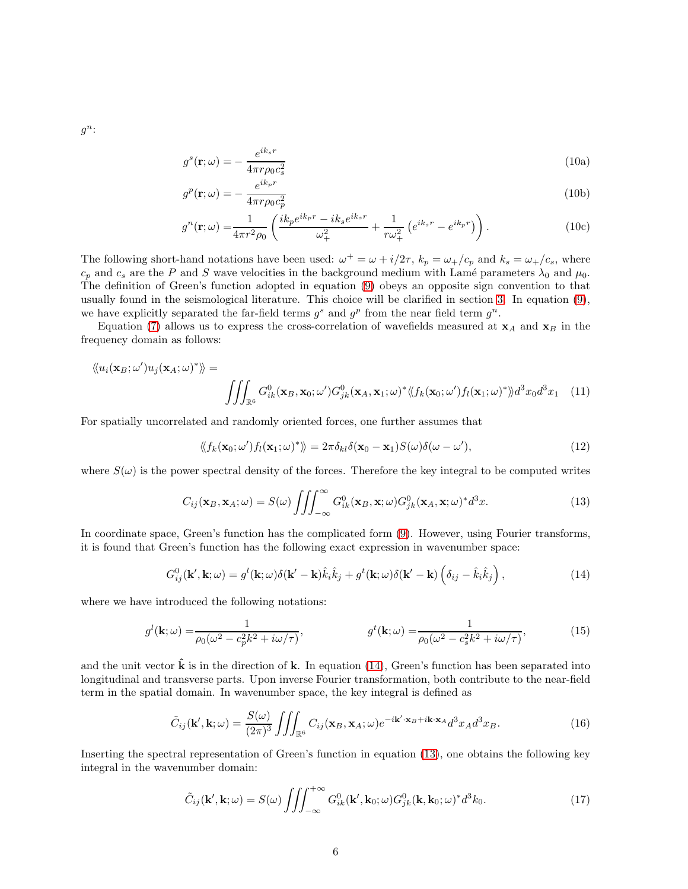$g^n$:

$$g^s(\mathbf{r};\omega) = -\frac{e^{ik_s r}}{4\pi r \rho_0 c_s^2} \tag{10a}$$

$$g^p(\mathbf{r};\omega) = -\frac{e^{ik_p r}}{4\pi r \rho_0 c_p^2} \tag{10b}$$

$$g^n(\mathbf{r};\omega) = \frac{1}{4\pi r^2 \rho_0}\left(\frac{ik_p e^{ik_p r} - ik_s e^{ik_s r}}{\omega_+^2} + \frac{1}{r\omega_+^2}\left(e^{ik_s r} - e^{ik_p r}\right)\right). \tag{10c}$$

The following short-hand notations have been used: $\omega^+ = \omega + i/2\tau$, $k_p = \omega_+/c_p$ and $k_s = \omega_+/c_s$, where $c_p$ and $c_s$ are the $P$ and $S$ wave velocities in the background medium with Lamé parameters $\lambda_0$ and $\mu_0$. The definition of Green's function adopted in equation (9) obeys an opposite sign convention to that usually found in the seismological literature. This choice will be clarified in section 3. In equation (9), we have explicitly separated the far-field terms $g^s$ and $g^p$ from the near field term $g^n$.

Equation (7) allows us to express the cross-correlation of wavefields measured at $\mathbf{x}_A$ and $\mathbf{x}_B$ in the frequency domain as follows:

$$\langle\!\langle u_i(\mathbf{x}_B;\omega')u_j(\mathbf{x}_A;\omega)^* \rangle\!\rangle = \iiint_{\mathbb{R}^6} G^0_{ik}(\mathbf{x}_B,\mathbf{x}_0;\omega')G^0_{jk}(\mathbf{x}_A,\mathbf{x}_1;\omega)^* \langle\!\langle f_k(\mathbf{x}_0;\omega')f_l(\mathbf{x}_1;\omega)^*\rangle\!\rangle d^3x_0 d^3x_1 \tag{11}$$

For spatially uncorrelated and randomly oriented forces, one further assumes that

$$\langle\!\langle f_k(\mathbf{x}_0;\omega')f_l(\mathbf{x}_1;\omega)^*\rangle\!\rangle = 2\pi\delta_{kl}\delta(\mathbf{x}_0-\mathbf{x}_1)S(\omega)\delta(\omega-\omega'), \tag{12}$$

where $S(\omega)$ is the power spectral density of the forces. Therefore the key integral to be computed writes

$$C_{ij}(\mathbf{x}_B,\mathbf{x}_A;\omega) = S(\omega)\iiint_{-\infty}^{\infty} G^0_{ik}(\mathbf{x}_B,\mathbf{x};\omega)G^0_{jk}(\mathbf{x}_A,\mathbf{x};\omega)^* d^3x. \tag{13}$$

In coordinate space, Green's function has the complicated form (9). However, using Fourier transforms, it is found that Green's function has the following exact expression in wavenumber space:

$$G^0_{ij}(\mathbf{k}',\mathbf{k};\omega) = g^l(\mathbf{k};\omega)\delta(\mathbf{k}'-\mathbf{k})\hat{k}_i\hat{k}_j + g^t(\mathbf{k};\omega)\delta(\mathbf{k}'-\mathbf{k})\left(\delta_{ij}-\hat{k}_i\hat{k}_j\right), \tag{14}$$

where we have introduced the following notations:

$$g^l(\mathbf{k};\omega) = \frac{1}{\rho_0(\omega^2 - c_p^2k^2 + i\omega/\tau)}, \qquad g^t(\mathbf{k};\omega) = \frac{1}{\rho_0(\omega^2 - c_s^2k^2 + i\omega/\tau)}, \tag{15}$$

and the unit vector $\hat{\mathbf{k}}$ is in the direction of $\mathbf{k}$. In equation (14), Green's function has been separated into longitudinal and transverse parts. Upon inverse Fourier transformation, both contribute to the near-field term in the spatial domain. In wavenumber space, the key integral is defined as

$$\tilde{C}_{ij}(\mathbf{k}',\mathbf{k};\omega) = \frac{S(\omega)}{(2\pi)^3}\iiint_{\mathbb{R}^6} C_{ij}(\mathbf{x}_B,\mathbf{x}_A;\omega)e^{-i\mathbf{k}'\cdot\mathbf{x}_B + i\mathbf{k}\cdot\mathbf{x}_A}d^3x_A d^3x_B. \tag{16}$$

Inserting the spectral representation of Green's function in equation (13), one obtains the following key integral in the wavenumber domain:

$$\tilde{C}_{ij}(\mathbf{k}',\mathbf{k};\omega) = S(\omega)\iiint_{-\infty}^{+\infty} G^0_{ik}(\mathbf{k}',\mathbf{k}_0;\omega)G^0_{jk}(\mathbf{k},\mathbf{k}_0;\omega)^* d^3k_0. \tag{17}$$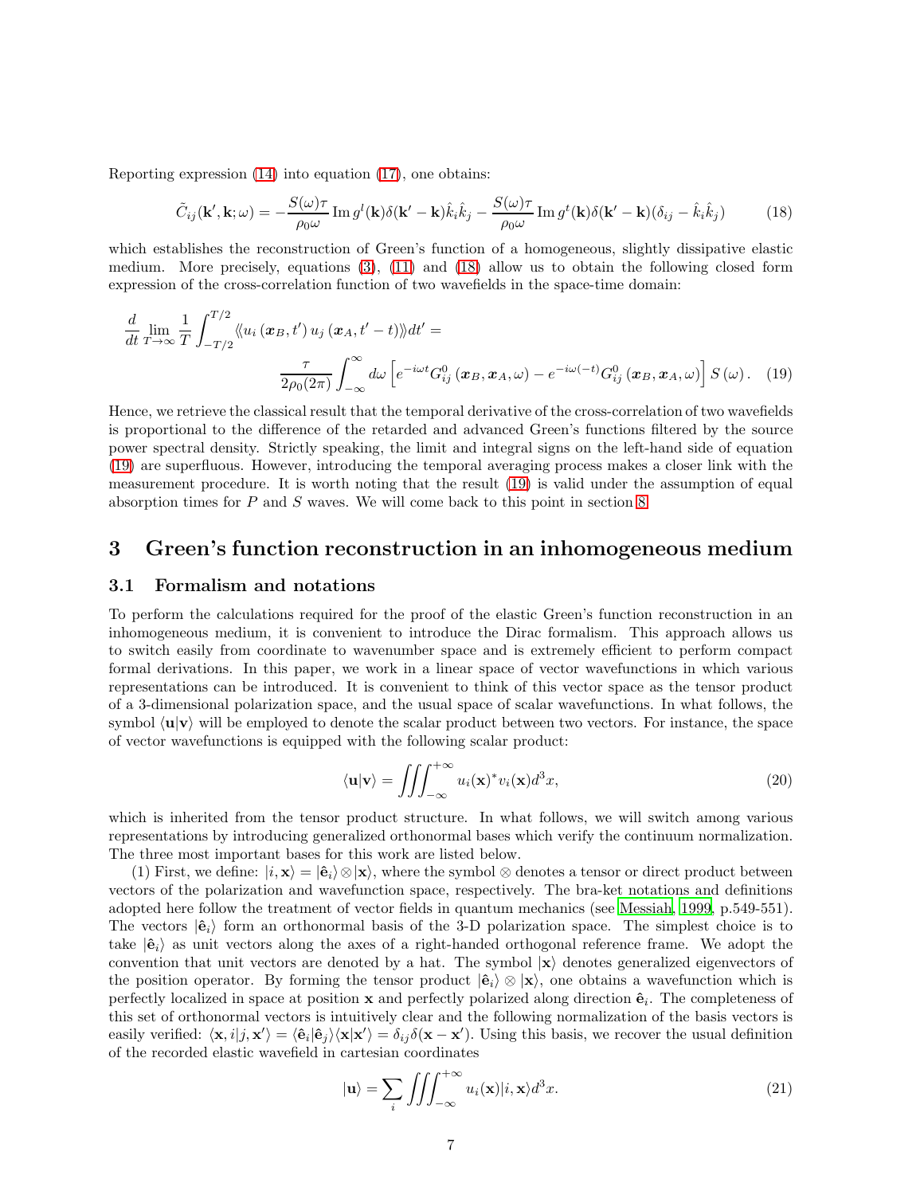Reporting expression (14) into equation (17), one obtains:

$$\tilde{C}_{ij}(\mathbf{k}', \mathbf{k}; \omega) = -\frac{S(\omega)\tau}{\rho_0 \omega} \operatorname{Im} g^l(\mathbf{k}) \delta(\mathbf{k}' - \mathbf{k}) \hat{k}_i \hat{k}_j - \frac{S(\omega)\tau}{\rho_0 \omega} \operatorname{Im} g^t(\mathbf{k}) \delta(\mathbf{k}' - \mathbf{k})(\delta_{ij} - \hat{k}_i \hat{k}_j) \tag{18}$$

which establishes the reconstruction of Green's function of a homogeneous, slightly dissipative elastic medium. More precisely, equations (3), (11) and (18) allow us to obtain the following closed form expression of the cross-correlation function of two wavefields in the space-time domain:

$$\frac{d}{dt} \lim_{T\to\infty} \frac{1}{T} \int_{-T/2}^{T/2} \langle\langle u_i(\boldsymbol{x}_B, t')\, u_j(\boldsymbol{x}_A, t'-t) \rangle\rangle dt' = \\ \frac{\tau}{2\rho_0(2\pi)} \int_{-\infty}^{\infty} d\omega \left[ e^{-i\omega t} G^0_{ij}(\boldsymbol{x}_B, \boldsymbol{x}_A, \omega) - e^{-i\omega(-t)} G^0_{ij}(\boldsymbol{x}_B, \boldsymbol{x}_A, \omega) \right] S(\omega). \tag{19}$$

Hence, we retrieve the classical result that the temporal derivative of the cross-correlation of two wavefields is proportional to the difference of the retarded and advanced Green's functions filtered by the source power spectral density. Strictly speaking, the limit and integral signs on the left-hand side of equation (19) are superfluous. However, introducing the temporal averaging process makes a closer link with the measurement procedure. It is worth noting that the result (19) is valid under the assumption of equal absorption times for $P$ and $S$ waves. We will come back to this point in section 8.

# 3 Green's function reconstruction in an inhomogeneous medium

## 3.1 Formalism and notations

To perform the calculations required for the proof of the elastic Green's function reconstruction in an inhomogeneous medium, it is convenient to introduce the Dirac formalism. This approach allows us to switch easily from coordinate to wavenumber space and is extremely efficient to perform compact formal derivations. In this paper, we work in a linear space of vector wavefunctions in which various representations can be introduced. It is convenient to think of this vector space as the tensor product of a 3-dimensional polarization space, and the usual space of scalar wavefunctions. In what follows, the symbol $\langle \mathbf{u}|\mathbf{v}\rangle$ will be employed to denote the scalar product between two vectors. For instance, the space of vector wavefunctions is equipped with the following scalar product:

$$\langle \mathbf{u}|\mathbf{v}\rangle = \iiint_{-\infty}^{+\infty} u_i(\mathbf{x})^* v_i(\mathbf{x}) d^3x, \tag{20}$$

which is inherited from the tensor product structure. In what follows, we will switch among various representations by introducing generalized orthonormal bases which verify the continuum normalization. The three most important bases for this work are listed below.

(1) First, we define: $|i, \mathbf{x}\rangle = |\hat{\mathbf{e}}_i\rangle \otimes |\mathbf{x}\rangle$, where the symbol $\otimes$ denotes a tensor or direct product between vectors of the polarization and wavefunction space, respectively. The bra-ket notations and definitions adopted here follow the treatment of vector fields in quantum mechanics (see Messiah, 1999, p.549-551). The vectors $|\hat{\mathbf{e}}_i\rangle$ form an orthonormal basis of the 3-D polarization space. The simplest choice is to take $|\hat{\mathbf{e}}_i\rangle$ as unit vectors along the axes of a right-handed orthogonal reference frame. We adopt the convention that unit vectors are denoted by a hat. The symbol $|\mathbf{x}\rangle$ denotes generalized eigenvectors of the position operator. By forming the tensor product $|\hat{\mathbf{e}}_i\rangle \otimes |\mathbf{x}\rangle$, one obtains a wavefunction which is perfectly localized in space at position $\mathbf{x}$ and perfectly polarized along direction $\hat{\mathbf{e}}_i$. The completeness of this set of orthonormal vectors is intuitively clear and the following normalization of the basis vectors is easily verified: $\langle \mathbf{x}, i|j, \mathbf{x}'\rangle = \langle \hat{\mathbf{e}}_i|\hat{\mathbf{e}}_j\rangle\langle \mathbf{x}|\mathbf{x}'\rangle = \delta_{ij}\delta(\mathbf{x} - \mathbf{x}')$. Using this basis, we recover the usual definition of the recorded elastic wavefield in cartesian coordinates

$$|\mathbf{u}\rangle = \sum_i \iiint_{-\infty}^{+\infty} u_i(\mathbf{x})|i, \mathbf{x}\rangle d^3x. \tag{21}$$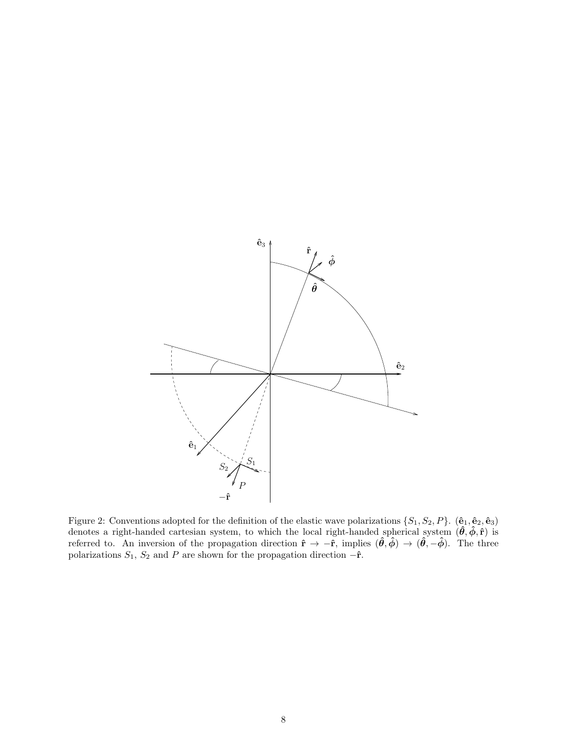Figure 2: Conventions adopted for the definition of the elastic wave polarizations $\{S_1, S_2, P\}$. $(\hat{\mathbf{e}}_1, \hat{\mathbf{e}}_2, \hat{\mathbf{e}}_3)$ denotes a right-handed cartesian system, to which the local right-handed spherical system $(\hat{\boldsymbol{\theta}}, \hat{\boldsymbol{\phi}}, \hat{\mathbf{r}})$ is referred to. An inversion of the propagation direction $\hat{\mathbf{r}} \to -\hat{\mathbf{r}}$, implies $(\hat{\boldsymbol{\theta}}, \hat{\boldsymbol{\phi}}) \to (\hat{\boldsymbol{\theta}}, -\hat{\boldsymbol{\phi}})$. The three polarizations $S_1$, $S_2$ and $P$ are shown for the propagation direction $-\hat{\mathbf{r}}$.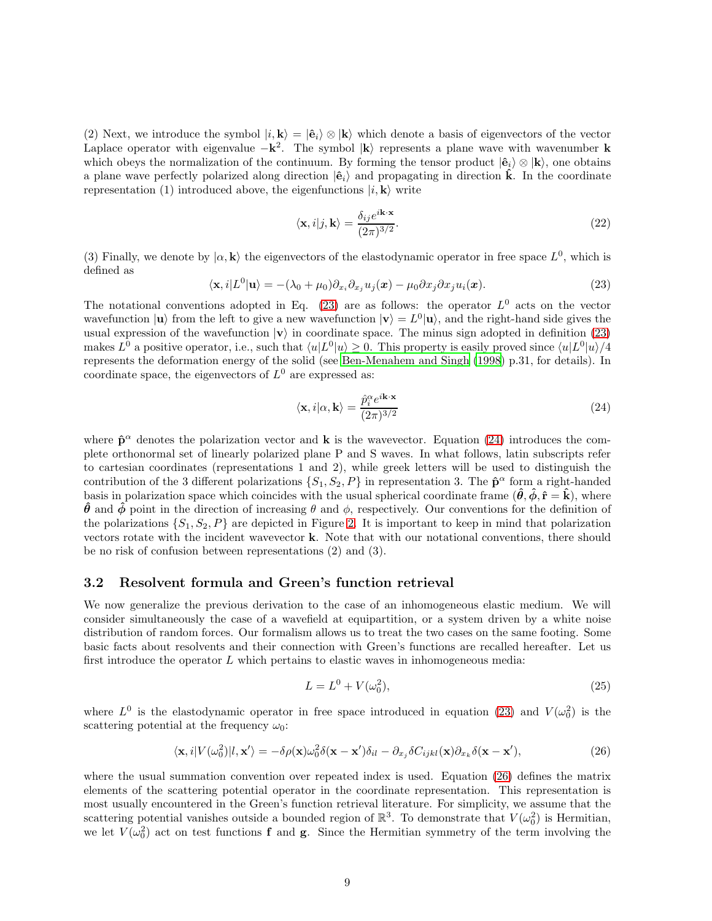(2) Next, we introduce the symbol $|i, \mathbf{k}\rangle = |\hat{\mathbf{e}}_i\rangle \otimes |\mathbf{k}\rangle$ which denote a basis of eigenvectors of the vector Laplace operator with eigenvalue $-\mathbf{k}^2$. The symbol $|\mathbf{k}\rangle$ represents a plane wave with wavenumber $\mathbf{k}$ which obeys the normalization of the continuum. By forming the tensor product $|\hat{\mathbf{e}}_i\rangle \otimes |\mathbf{k}\rangle$, one obtains a plane wave perfectly polarized along direction $|\hat{\mathbf{e}}_i\rangle$ and propagating in direction $\hat{\mathbf{k}}$. In the coordinate representation (1) introduced above, the eigenfunctions $|i, \mathbf{k}\rangle$ write

$$\langle \mathbf{x}, i | j, \mathbf{k}\rangle = \frac{\delta_{ij} e^{i\mathbf{k}\cdot\mathbf{x}}}{(2\pi)^{3/2}}. \tag{22}$$

(3) Finally, we denote by $|\alpha, \mathbf{k}\rangle$ the eigenvectors of the elastodynamic operator in free space $L^0$, which is defined as

$$\langle \mathbf{x}, i | L^0 | \mathbf{u}\rangle = -(\lambda_0 + \mu_0)\partial_{x_i}\partial_{x_j} u_j(\boldsymbol{x}) - \mu_0 \partial x_j \partial x_j u_i(\boldsymbol{x}). \tag{23}$$

The notational conventions adopted in Eq. (23) are as follows: the operator $L^0$ acts on the vector wavefunction $|\mathbf{u}\rangle$ from the left to give a new wavefunction $|\mathbf{v}\rangle = L^0|\mathbf{u}\rangle$, and the right-hand side gives the usual expression of the wavefunction $|\mathbf{v}\rangle$ in coordinate space. The minus sign adopted in definition (23) makes $L^0$ a positive operator, i.e., such that $\langle u|L^0|u\rangle \geq 0$. This property is easily proved since $\langle u|L^0|u\rangle/4$ represents the deformation energy of the solid (see Ben-Menahem and Singh (1998) p.31, for details). In coordinate space, the eigenvectors of $L^0$ are expressed as:

$$\langle \mathbf{x}, i | \alpha, \mathbf{k}\rangle = \frac{\hat{p}_i^\alpha e^{i\mathbf{k}\cdot\mathbf{x}}}{(2\pi)^{3/2}} \tag{24}$$

where $\hat{\mathbf{p}}^\alpha$ denotes the polarization vector and $\mathbf{k}$ is the wavevector. Equation (24) introduces the complete orthonormal set of linearly polarized plane P and S waves. In what follows, latin subscripts refer to cartesian coordinates (representations 1 and 2), while greek letters will be used to distinguish the contribution of the 3 different polarizations $\{S_1, S_2, P\}$ in representation 3. The $\hat{\mathbf{p}}^\alpha$ form a right-handed basis in polarization space which coincides with the usual spherical coordinate frame $(\hat{\boldsymbol{\theta}}, \hat{\boldsymbol{\phi}}, \hat{\mathbf{r}} = \hat{\mathbf{k}})$, where $\hat{\boldsymbol{\theta}}$ and $\hat{\boldsymbol{\phi}}$ point in the direction of increasing $\theta$ and $\phi$, respectively. Our conventions for the definition of the polarizations $\{S_1, S_2, P\}$ are depicted in Figure 2. It is important to keep in mind that polarization vectors rotate with the incident wavevector $\mathbf{k}$. Note that with our notational conventions, there should be no risk of confusion between representations (2) and (3).

### 3.2 Resolvent formula and Green's function retrieval

We now generalize the previous derivation to the case of an inhomogeneous elastic medium. We will consider simultaneously the case of a wavefield at equipartition, or a system driven by a white noise distribution of random forces. Our formalism allows us to treat the two cases on the same footing. Some basic facts about resolvents and their connection with Green's functions are recalled hereafter. Let us first introduce the operator $L$ which pertains to elastic waves in inhomogeneous media:

$$L = L^0 + V(\omega_0^2), \tag{25}$$

where $L^0$ is the elastodynamic operator in free space introduced in equation (23) and $V(\omega_0^2)$ is the scattering potential at the frequency $\omega_0$:

$$\langle \mathbf{x}, i | V(\omega_0^2) | l, \mathbf{x}'\rangle = -\delta\rho(\mathbf{x})\omega_0^2 \delta(\mathbf{x} - \mathbf{x}')\delta_{il} - \partial_{x_j}\delta C_{ijkl}(\mathbf{x})\partial_{x_k}\delta(\mathbf{x} - \mathbf{x}'), \tag{26}$$

where the usual summation convention over repeated index is used. Equation (26) defines the matrix elements of the scattering potential operator in the coordinate representation. This representation is most usually encountered in the Green's function retrieval literature. For simplicity, we assume that the scattering potential vanishes outside a bounded region of $\mathbb{R}^3$. To demonstrate that $V(\omega_0^2)$ is Hermitian, we let $V(\omega_0^2)$ act on test functions $\mathbf{f}$ and $\mathbf{g}$. Since the Hermitian symmetry of the term involving the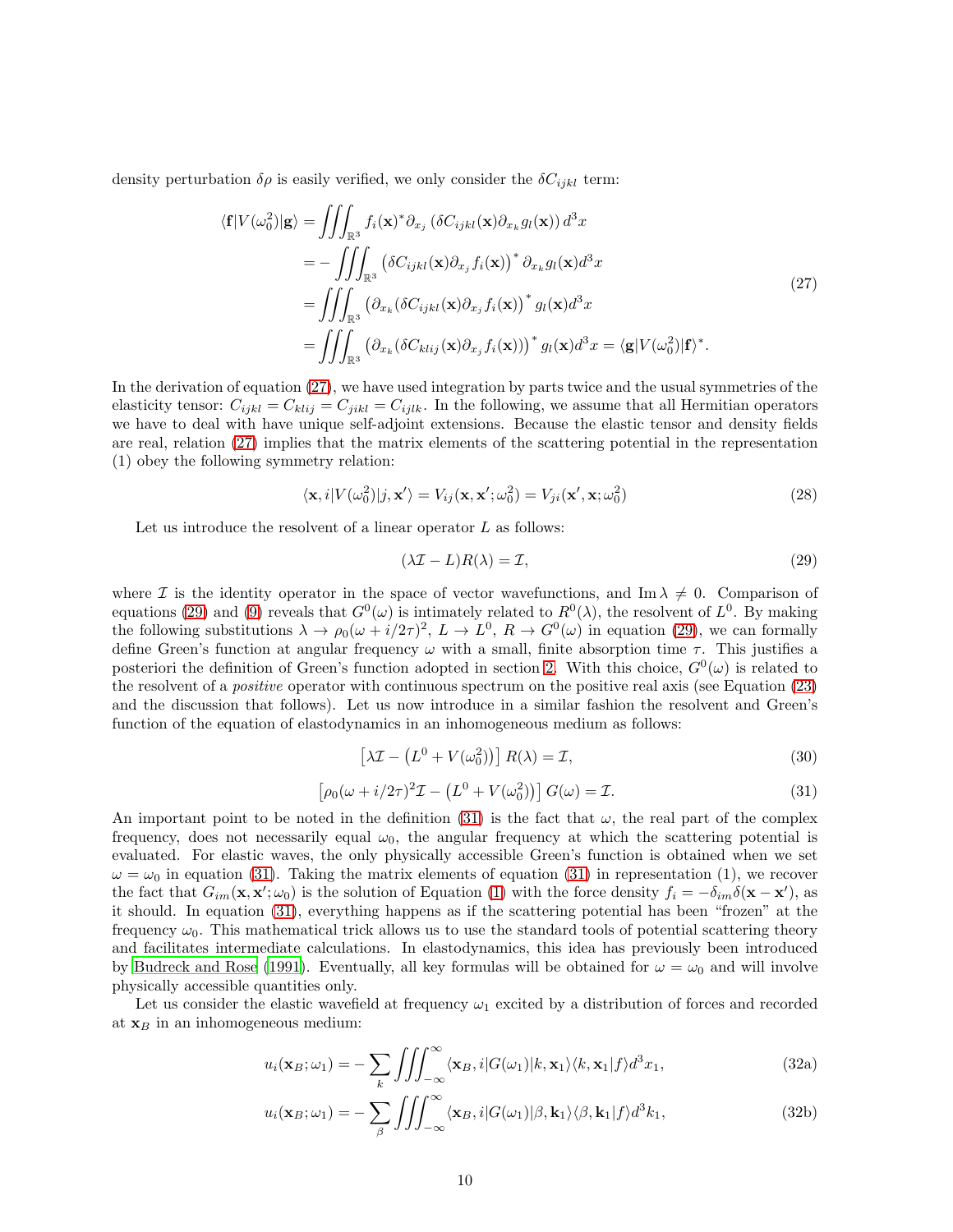density perturbation $\delta\rho$ is easily verified, we only consider the $\delta C_{ijkl}$ term:

$$
\begin{aligned}
\langle \mathbf{f}|V(\omega_0^2)|\mathbf{g}\rangle &= \iiint_{\mathbb{R}^3} f_i(\mathbf{x})^* \partial_{x_j}\left(\delta C_{ijkl}(\mathbf{x})\partial_{x_k} g_l(\mathbf{x})\right) d^3x \\
&= -\iiint_{\mathbb{R}^3} \left(\delta C_{ijkl}(\mathbf{x})\partial_{x_j} f_i(\mathbf{x})\right)^* \partial_{x_k} g_l(\mathbf{x}) d^3x \\
&= \iiint_{\mathbb{R}^3} \left(\partial_{x_k}(\delta C_{ijkl}(\mathbf{x})\partial_{x_j} f_i(\mathbf{x})\right)^* g_l(\mathbf{x}) d^3x \\
&= \iiint_{\mathbb{R}^3} \left(\partial_{x_k}(\delta C_{klij}(\mathbf{x})\partial_{x_j} f_i(\mathbf{x}))\right)^* g_l(\mathbf{x}) d^3x = \langle \mathbf{g}|V(\omega_0^2)|\mathbf{f}\rangle^*.
\end{aligned}
\tag{27}
$$

In the derivation of equation (27), we have used integration by parts twice and the usual symmetries of the elasticity tensor: $C_{ijkl} = C_{klij} = C_{jikl} = C_{ijlk}$. In the following, we assume that all Hermitian operators we have to deal with have unique self-adjoint extensions. Because the elastic tensor and density fields are real, relation (27) implies that the matrix elements of the scattering potential in the representation (1) obey the following symmetry relation:

$$
\langle \mathbf{x}, i|V(\omega_0^2)|j, \mathbf{x}'\rangle = V_{ij}(\mathbf{x}, \mathbf{x}'; \omega_0^2) = V_{ji}(\mathbf{x}', \mathbf{x}; \omega_0^2) \tag{28}
$$

Let us introduce the resolvent of a linear operator $L$ as follows:

$$
(\lambda \mathcal{I} - L)R(\lambda) = \mathcal{I}, \tag{29}
$$

where $\mathcal{I}$ is the identity operator in the space of vector wavefunctions, and $\operatorname{Im}\lambda \neq 0$. Comparison of equations (29) and (9) reveals that $G^0(\omega)$ is intimately related to $R^0(\lambda)$, the resolvent of $L^0$. By making the following substitutions $\lambda \to \rho_0(\omega + i/2\tau)^2$, $L \to L^0$, $R \to G^0(\omega)$ in equation (29), we can formally define Green's function at angular frequency $\omega$ with a small, finite absorption time $\tau$. This justifies a posteriori the definition of Green's function adopted in section 2. With this choice, $G^0(\omega)$ is related to the resolvent of a *positive* operator with continuous spectrum on the positive real axis (see Equation (23) and the discussion that follows). Let us now introduce in a similar fashion the resolvent and Green's function of the equation of elastodynamics in an inhomogeneous medium as follows:

$$
\left[\lambda \mathcal{I} - \left(L^0 + V(\omega_0^2)\right)\right] R(\lambda) = \mathcal{I}, \tag{30}
$$

$$
\left[\rho_0(\omega + i/2\tau)^2 \mathcal{I} - \left(L^0 + V(\omega_0^2)\right)\right] G(\omega) = \mathcal{I}. \tag{31}
$$

An important point to be noted in the definition (31) is the fact that $\omega$, the real part of the complex frequency, does not necessarily equal $\omega_0$, the angular frequency at which the scattering potential is evaluated. For elastic waves, the only physically accessible Green's function is obtained when we set $\omega = \omega_0$ in equation (31). Taking the matrix elements of equation (31) in representation (1), we recover the fact that $G_{im}(\mathbf{x}, \mathbf{x}'; \omega_0)$ is the solution of Equation (1) with the force density $f_i = -\delta_{im}\delta(\mathbf{x} - \mathbf{x}')$, as it should. In equation (31), everything happens as if the scattering potential has been "frozen" at the frequency $\omega_0$. This mathematical trick allows us to use the standard tools of potential scattering theory and facilitates intermediate calculations. In elastodynamics, this idea has previously been introduced by Budreck and Rose (1991). Eventually, all key formulas will be obtained for $\omega = \omega_0$ and will involve physically accessible quantities only.

Let us consider the elastic wavefield at frequency $\omega_1$ excited by a distribution of forces and recorded at $\mathbf{x}_B$ in an inhomogeneous medium:

$$
u_i(\mathbf{x}_B; \omega_1) = -\sum_k \iiint_{-\infty}^{\infty} \langle \mathbf{x}_B, i|G(\omega_1)|k, \mathbf{x}_1\rangle\langle k, \mathbf{x}_1|f\rangle d^3x_1, \tag{32a}
$$

$$
u_i(\mathbf{x}_B; \omega_1) = -\sum_\beta \iiint_{-\infty}^{\infty} \langle \mathbf{x}_B, i|G(\omega_1)|\beta, \mathbf{k}_1\rangle\langle \beta, \mathbf{k}_1|f\rangle d^3k_1, \tag{32b}
$$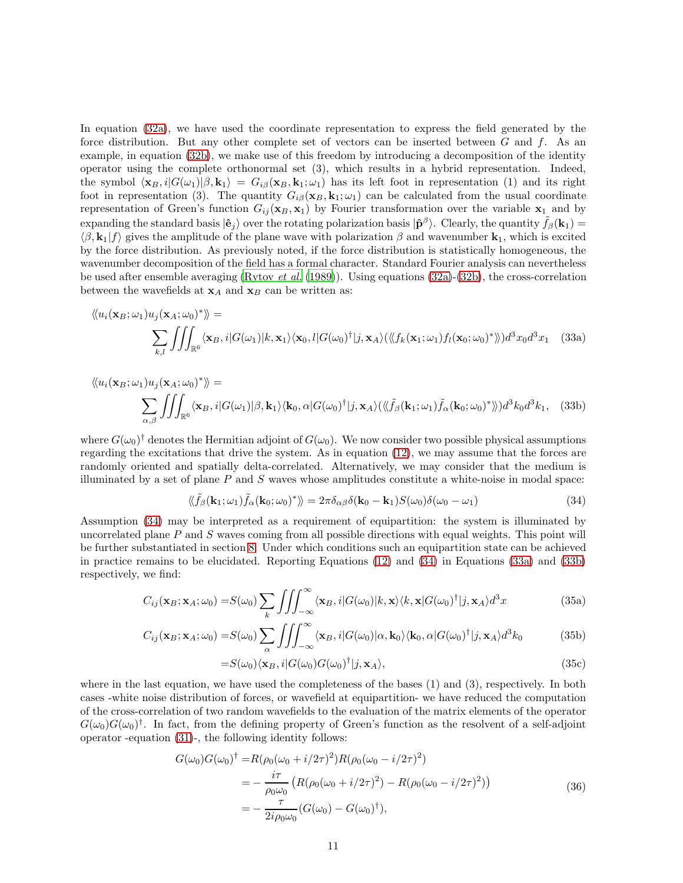In equation (32a), we have used the coordinate representation to express the field generated by the force distribution. But any other complete set of vectors can be inserted between $G$ and $f$. As an example, in equation (32b), we make use of this freedom by introducing a decomposition of the identity operator using the complete orthonormal set (3), which results in a hybrid representation. Indeed, the symbol $\langle \mathbf{x}_B, i|G(\omega_1)|\beta, \mathbf{k}_1\rangle = G_{i\beta}(\mathbf{x}_B, \mathbf{k}_1; \omega_1)$ has its left foot in representation (1) and its right foot in representation (3). The quantity $G_{i\beta}(\mathbf{x}_B, \mathbf{k}_1; \omega_1)$ can be calculated from the usual coordinate representation of Green's function $G_{ij}(\mathbf{x}_B, \mathbf{x}_1)$ by Fourier transformation over the variable $\mathbf{x}_1$ and by expanding the standard basis $|\hat{\mathbf{e}}_j\rangle$ over the rotating polarization basis $|\hat{\mathbf{p}}^\beta\rangle$. Clearly, the quantity $\tilde{f}_\beta(\mathbf{k}_1) = \langle \beta, \mathbf{k}_1|f\rangle$ gives the amplitude of the plane wave with polarization $\beta$ and wavenumber $\mathbf{k}_1$, which is excited by the force distribution. As previously noted, if the force distribution is statistically homogeneous, the wavenumber decomposition of the field has a formal character. Standard Fourier analysis can nevertheless be used after ensemble averaging (Rytov *et al.* (1989)). Using equations (32a)-(32b), the cross-correlation between the wavefields at $\mathbf{x}_A$ and $\mathbf{x}_B$ can be written as:

$$
\langle\!\langle u_i(\mathbf{x}_B;\omega_1) u_j(\mathbf{x}_A;\omega_0)^* \rangle\!\rangle = \sum_{k,l} \iiint_{\mathbb{R}^6} \langle \mathbf{x}_B, i|G(\omega_1)|k, \mathbf{x}_1\rangle \langle \mathbf{x}_0, l|G(\omega_0)^\dagger|j, \mathbf{x}_A\rangle (\langle\!\langle f_k(\mathbf{x}_1;\omega_1) f_l(\mathbf{x}_0;\omega_0)^* \rangle\!\rangle) d^3x_0 d^3x_1 \tag{33a}
$$

$$
\langle\!\langle u_i(\mathbf{x}_B;\omega_1) u_j(\mathbf{x}_A;\omega_0)^* \rangle\!\rangle = \sum_{\alpha,\beta} \iiint_{\mathbb{R}^6} \langle \mathbf{x}_B, i|G(\omega_1)|\beta, \mathbf{k}_1\rangle \langle \mathbf{k}_0, \alpha|G(\omega_0)^\dagger|j, \mathbf{x}_A\rangle (\langle\!\langle \tilde{f}_\beta(\mathbf{k}_1;\omega_1) \tilde{f}_\alpha(\mathbf{k}_0;\omega_0)^* \rangle\!\rangle) d^3k_0 d^3k_1, \tag{33b}
$$

where $G(\omega_0)^\dagger$ denotes the Hermitian adjoint of $G(\omega_0)$. We now consider two possible physical assumptions regarding the excitations that drive the system. As in equation (12), we may assume that the forces are randomly oriented and spatially delta-correlated. Alternatively, we may consider that the medium is illuminated by a set of plane $P$ and $S$ waves whose amplitudes constitute a white-noise in modal space:

$$
\langle\!\langle \tilde{f}_\beta(\mathbf{k}_1;\omega_1) \tilde{f}_\alpha(\mathbf{k}_0;\omega_0)^* \rangle\!\rangle = 2\pi \delta_{\alpha\beta} \delta(\mathbf{k}_0 - \mathbf{k}_1) S(\omega_0) \delta(\omega_0 - \omega_1) \tag{34}
$$

Assumption (34) may be interpreted as a requirement of equipartition: the system is illuminated by uncorrelated plane $P$ and $S$ waves coming from all possible directions with equal weights. This point will be further substantiated in section 8. Under which conditions such an equipartition state can be achieved in practice remains to be elucidated. Reporting Equations (12) and (34) in Equations (33a) and (33b) respectively, we find:

$$
C_{ij}(\mathbf{x}_B;\mathbf{x}_A;\omega_0) = S(\omega_0) \sum_k \iiint_{-\infty}^{\infty} \langle \mathbf{x}_B, i|G(\omega_0)|k, \mathbf{x}\rangle \langle k, \mathbf{x}|G(\omega_0)^\dagger|j, \mathbf{x}_A\rangle d^3x \tag{35a}
$$

$$
C_{ij}(\mathbf{x}_B;\mathbf{x}_A;\omega_0) = S(\omega_0) \sum_\alpha \iiint_{-\infty}^{\infty} \langle \mathbf{x}_B, i|G(\omega_0)|\alpha, \mathbf{k}_0\rangle \langle \mathbf{k}_0, \alpha|G(\omega_0)^\dagger|j, \mathbf{x}_A\rangle d^3k_0 \tag{35b}
$$

$$
= S(\omega_0) \langle \mathbf{x}_B, i|G(\omega_0) G(\omega_0)^\dagger|j, \mathbf{x}_A\rangle, \tag{35c}
$$

where in the last equation, we have used the completeness of the bases (1) and (3), respectively. In both cases -white noise distribution of forces, or wavefield at equipartition- we have reduced the computation of the cross-correlation of two random wavefields to the evaluation of the matrix elements of the operator $G(\omega_0)G(\omega_0)^\dagger$. In fact, from the defining property of Green's function as the resolvent of a self-adjoint operator -equation (31)-, the following identity follows:

$$
\begin{aligned}
G(\omega_0)G(\omega_0)^\dagger &= R(\rho_0(\omega_0 + i/2\tau)^2) R(\rho_0(\omega_0 - i/2\tau)^2) \\
&= -\frac{i\tau}{\rho_0\omega_0} \left( R(\rho_0(\omega_0 + i/2\tau)^2) - R(\rho_0(\omega_0 - i/2\tau)^2) \right) \\
&= -\frac{\tau}{2i\rho_0\omega_0} (G(\omega_0) - G(\omega_0)^\dagger),
\end{aligned} \tag{36}
$$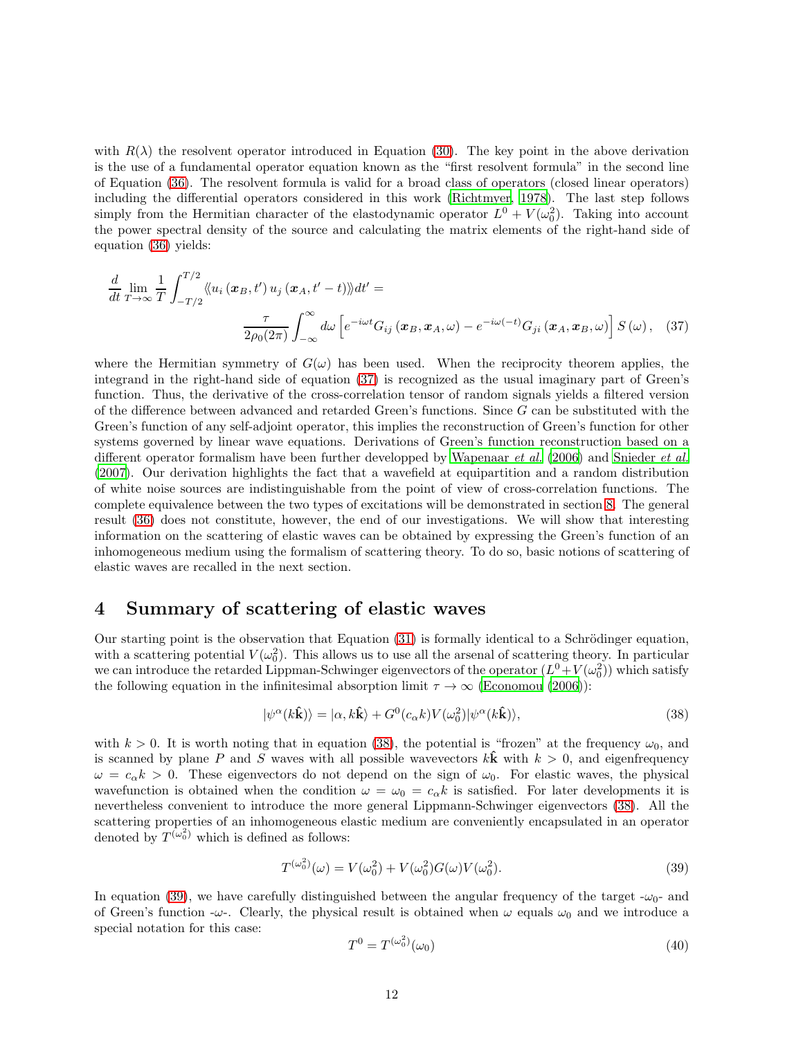with $R(\lambda)$ the resolvent operator introduced in Equation (30). The key point in the above derivation is the use of a fundamental operator equation known as the "first resolvent formula" in the second line of Equation (36). The resolvent formula is valid for a broad class of operators (closed linear operators) including the differential operators considered in this work (Richtmyer, 1978). The last step follows simply from the Hermitian character of the elastodynamic operator $L^0 + V(\omega_0^2)$. Taking into account the power spectral density of the source and calculating the matrix elements of the right-hand side of equation (36) yields:

$$
\frac{d}{dt} \lim_{T\to\infty} \frac{1}{T} \int_{-T/2}^{T/2} \langle\langle u_i\left(\boldsymbol{x}_B, t'\right) u_j\left(\boldsymbol{x}_A, t'-t\right)\rangle\rangle dt' = \\
\frac{\tau}{2\rho_0(2\pi)} \int_{-\infty}^{\infty} d\omega \left[ e^{-i\omega t} G_{ij}\left(\boldsymbol{x}_B, \boldsymbol{x}_A, \omega\right) - e^{-i\omega(-t)} G_{ji}\left(\boldsymbol{x}_A, \boldsymbol{x}_B, \omega\right)\right] S\left(\omega\right), \quad (37)
$$

where the Hermitian symmetry of $G(\omega)$ has been used. When the reciprocity theorem applies, the integrand in the right-hand side of equation (37) is recognized as the usual imaginary part of Green's function. Thus, the derivative of the cross-correlation tensor of random signals yields a filtered version of the difference between advanced and retarded Green's functions. Since $G$ can be substituted with the Green's function of any self-adjoint operator, this implies the reconstruction of Green's function for other systems governed by linear wave equations. Derivations of Green's function reconstruction based on a different operator formalism have been further developped by Wapenaar *et al.* (2006) and Snieder *et al.* (2007). Our derivation highlights the fact that a wavefield at equipartition and a random distribution of white noise sources are indistinguishable from the point of view of cross-correlation functions. The complete equivalence between the two types of excitations will be demonstrated in section 8. The general result (36) does not constitute, however, the end of our investigations. We will show that interesting information on the scattering of elastic waves can be obtained by expressing the Green's function of an inhomogeneous medium using the formalism of scattering theory. To do so, basic notions of scattering of elastic waves are recalled in the next section.

## 4 Summary of scattering of elastic waves

Our starting point is the observation that Equation (31) is formally identical to a Schrödinger equation, with a scattering potential $V(\omega_0^2)$. This allows us to use all the arsenal of scattering theory. In particular we can introduce the retarded Lippman-Schwinger eigenvectors of the operator $(L^0 + V(\omega_0^2))$ which satisfy the following equation in the infinitesimal absorption limit $\tau \to \infty$ (Economou (2006)):

$$
|\psi^\alpha(k\hat{\mathbf{k}})\rangle = |\alpha, k\hat{\mathbf{k}}\rangle + G^0(c_\alpha k) V(\omega_0^2) |\psi^\alpha(k\hat{\mathbf{k}})\rangle, \quad (38)
$$

with $k > 0$. It is worth noting that in equation (38), the potential is "frozen" at the frequency $\omega_0$, and is scanned by plane $P$ and $S$ waves with all possible wavevectors $k\hat{\mathbf{k}}$ with $k > 0$, and eigenfrequency $\omega = c_\alpha k > 0$. These eigenvectors do not depend on the sign of $\omega_0$. For elastic waves, the physical wavefunction is obtained when the condition $\omega = \omega_0 = c_\alpha k$ is satisfied. For later developments it is nevertheless convenient to introduce the more general Lippmann-Schwinger eigenvectors (38). All the scattering properties of an inhomogeneous elastic medium are conveniently encapsulated in an operator denoted by $T^{(\omega_0^2)}$ which is defined as follows:

$$
T^{(\omega_0^2)}(\omega) = V(\omega_0^2) + V(\omega_0^2) G(\omega) V(\omega_0^2). \quad (39)
$$

In equation (39), we have carefully distinguished between the angular frequency of the target -$\omega_0$- and of Green's function -$\omega$-. Clearly, the physical result is obtained when $\omega$ equals $\omega_0$ and we introduce a special notation for this case:

$$
T^0 = T^{(\omega_0^2)}(\omega_0) \quad (40)
$$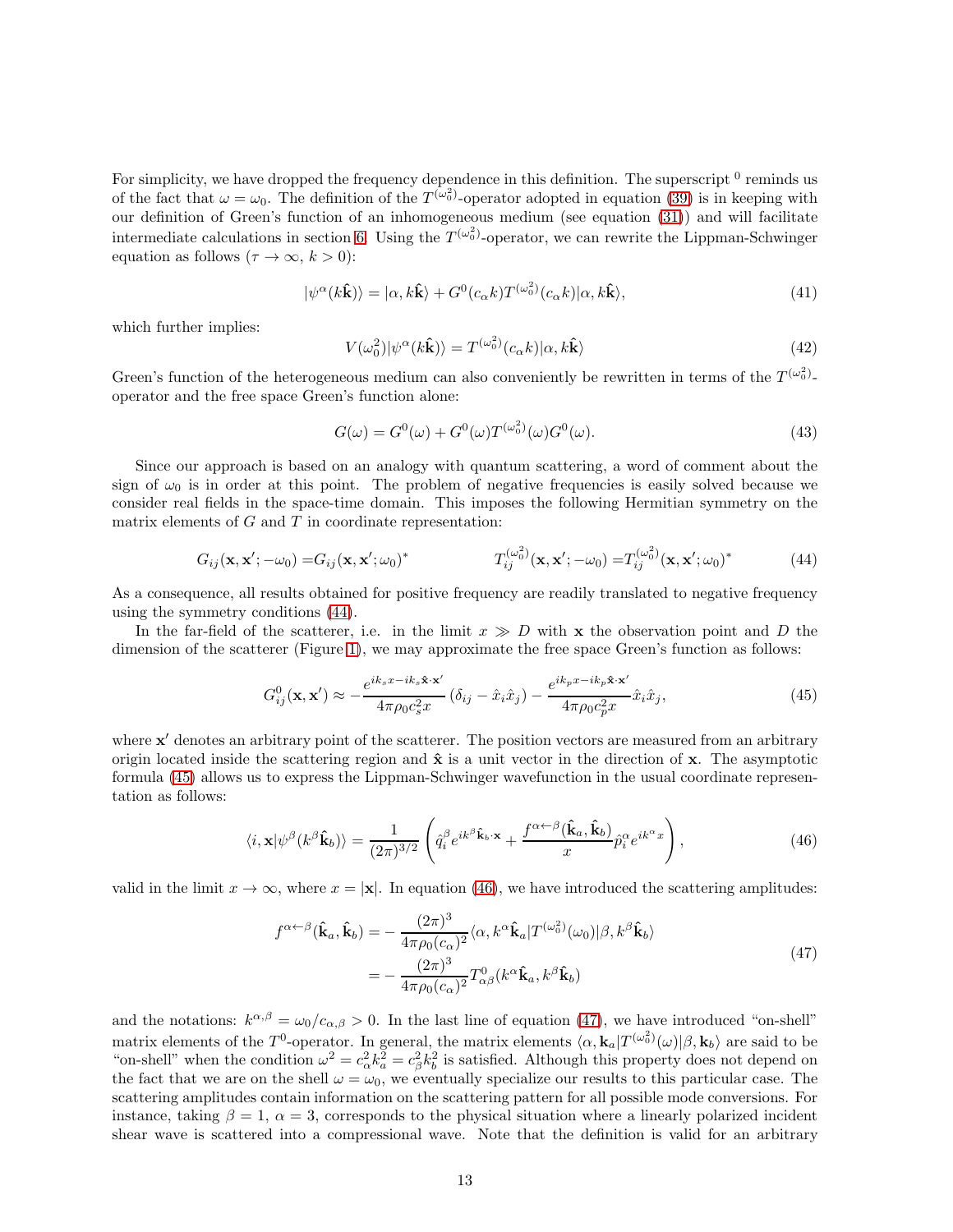For simplicity, we have dropped the frequency dependence in this definition. The superscript $^0$ reminds us of the fact that $\omega = \omega_0$. The definition of the $T^{(\omega_0^2)}$-operator adopted in equation (39) is in keeping with our definition of Green's function of an inhomogeneous medium (see equation (31)) and will facilitate intermediate calculations in section 6. Using the $T^{(\omega_0^2)}$-operator, we can rewrite the Lippman-Schwinger equation as follows ($\tau \to \infty$, $k > 0$):

$$|\psi^\alpha(k\hat{\mathbf{k}})\rangle = |\alpha, k\hat{\mathbf{k}}\rangle + G^0(c_\alpha k)T^{(\omega_0^2)}(c_\alpha k)|\alpha, k\hat{\mathbf{k}}\rangle, \tag{41}$$

which further implies:

$$V(\omega_0^2)|\psi^\alpha(k\hat{\mathbf{k}})\rangle = T^{(\omega_0^2)}(c_\alpha k)|\alpha, k\hat{\mathbf{k}}\rangle \tag{42}$$

Green's function of the heterogeneous medium can also conveniently be rewritten in terms of the $T^{(\omega_0^2)}$-operator and the free space Green's function alone:

$$G(\omega) = G^0(\omega) + G^0(\omega)T^{(\omega_0^2)}(\omega)G^0(\omega). \tag{43}$$

Since our approach is based on an analogy with quantum scattering, a word of comment about the sign of $\omega_0$ is in order at this point. The problem of negative frequencies is easily solved because we consider real fields in the space-time domain. This imposes the following Hermitian symmetry on the matrix elements of $G$ and $T$ in coordinate representation:

$$G_{ij}(\mathbf{x}, \mathbf{x}'; -\omega_0) = G_{ij}(\mathbf{x}, \mathbf{x}'; \omega_0)^* \qquad\qquad T_{ij}^{(\omega_0^2)}(\mathbf{x}, \mathbf{x}'; -\omega_0) = T_{ij}^{(\omega_0^2)}(\mathbf{x}, \mathbf{x}'; \omega_0)^* \tag{44}$$

As a consequence, all results obtained for positive frequency are readily translated to negative frequency using the symmetry conditions (44).

In the far-field of the scatterer, i.e. in the limit $x \gg D$ with $\mathbf{x}$ the observation point and $D$ the dimension of the scatterer (Figure 1), we may approximate the free space Green's function as follows:

$$G_{ij}^0(\mathbf{x}, \mathbf{x}') \approx -\frac{e^{ik_s x - ik_s \hat{\mathbf{x}}\cdot\mathbf{x}'}}{4\pi\rho_0 c_s^2 x}\left(\delta_{ij} - \hat{x}_i\hat{x}_j\right) - \frac{e^{ik_p x - ik_p \hat{\mathbf{x}}\cdot\mathbf{x}'}}{4\pi\rho_0 c_p^2 x}\hat{x}_i\hat{x}_j, \tag{45}$$

where $\mathbf{x}'$ denotes an arbitrary point of the scatterer. The position vectors are measured from an arbitrary origin located inside the scattering region and $\hat{\mathbf{x}}$ is a unit vector in the direction of $\mathbf{x}$. The asymptotic formula (45) allows us to express the Lippman-Schwinger wavefunction in the usual coordinate representation as follows:

$$\langle i, \mathbf{x}|\psi^\beta(k^\beta\hat{\mathbf{k}}_b)\rangle = \frac{1}{(2\pi)^{3/2}}\left(\hat{q}_i^\beta e^{ik^\beta\hat{\mathbf{k}}_b\cdot\mathbf{x}} + \frac{f^{\alpha\leftarrow\beta}(\hat{\mathbf{k}}_a, \hat{\mathbf{k}}_b)}{x}\hat{p}_i^\alpha e^{ik^\alpha x}\right), \tag{46}$$

valid in the limit $x \to \infty$, where $x = |\mathbf{x}|$. In equation (46), we have introduced the scattering amplitudes:

$$\begin{aligned} f^{\alpha\leftarrow\beta}(\hat{\mathbf{k}}_a, \hat{\mathbf{k}}_b) &= -\frac{(2\pi)^3}{4\pi\rho_0(c_\alpha)^2}\langle\alpha, k^\alpha\hat{\mathbf{k}}_a|T^{(\omega_0^2)}(\omega_0)|\beta, k^\beta\hat{\mathbf{k}}_b\rangle \\ &= -\frac{(2\pi)^3}{4\pi\rho_0(c_\alpha)^2}T^0_{\alpha\beta}(k^\alpha\hat{\mathbf{k}}_a, k^\beta\hat{\mathbf{k}}_b) \end{aligned} \tag{47}$$

and the notations: $k^{\alpha,\beta} = \omega_0/c_{\alpha,\beta} > 0$. In the last line of equation (47), we have introduced "on-shell" matrix elements of the $T^0$-operator. In general, the matrix elements $\langle\alpha, \mathbf{k}_a|T^{(\omega_0^2)}(\omega)|\beta, \mathbf{k}_b\rangle$ are said to be "on-shell" when the condition $\omega^2 = c_\alpha^2 k_a^2 = c_\beta^2 k_b^2$ is satisfied. Although this property does not depend on the fact that we are on the shell $\omega = \omega_0$, we eventually specialize our results to this particular case. The scattering amplitudes contain information on the scattering pattern for all possible mode conversions. For instance, taking $\beta = 1$, $\alpha = 3$, corresponds to the physical situation where a linearly polarized incident shear wave is scattered into a compressional wave. Note that the definition is valid for an arbitrary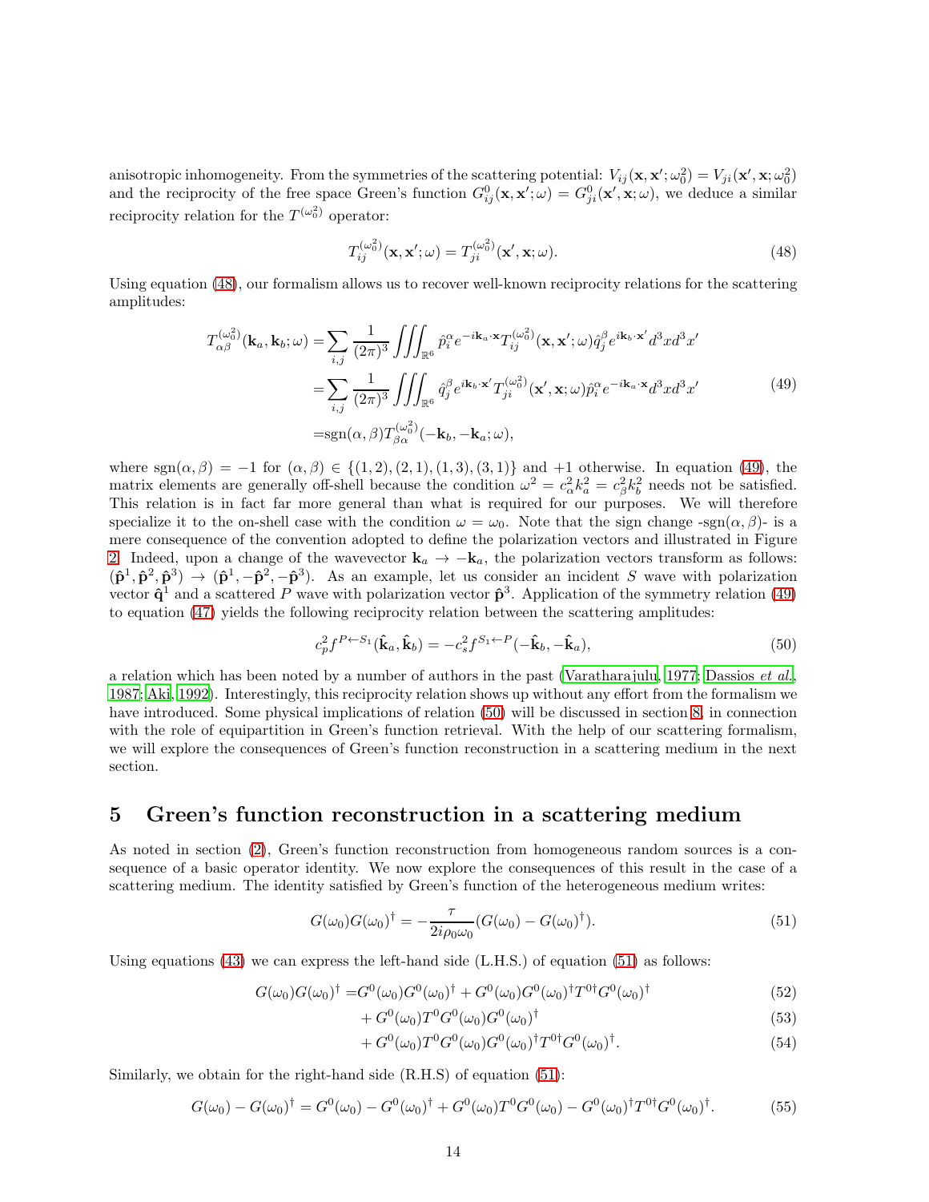anisotropic inhomogeneity. From the symmetries of the scattering potential: $V_{ij}(\mathbf{x}, \mathbf{x}'; \omega_0^2) = V_{ji}(\mathbf{x}', \mathbf{x}; \omega_0^2)$ and the reciprocity of the free space Green's function $G^0_{ij}(\mathbf{x}, \mathbf{x}'; \omega) = G^0_{ji}(\mathbf{x}', \mathbf{x}; \omega)$, we deduce a similar reciprocity relation for the $T^{(\omega_0^2)}$ operator:

$$T^{(\omega_0^2)}_{ij}(\mathbf{x}, \mathbf{x}'; \omega) = T^{(\omega_0^2)}_{ji}(\mathbf{x}', \mathbf{x}; \omega). \tag{48}$$

Using equation (48), our formalism allows us to recover well-known reciprocity relations for the scattering amplitudes:

$$\begin{aligned}
T^{(\omega_0^2)}_{\alpha\beta}(\mathbf{k}_a, \mathbf{k}_b; \omega) &= \sum_{i,j} \frac{1}{(2\pi)^3} \iiint_{\mathbb{R}^6} \hat{p}^\alpha_i e^{-i\mathbf{k}_a\cdot\mathbf{x}} T^{(\omega_0^2)}_{ij}(\mathbf{x}, \mathbf{x}'; \omega) \hat{q}^\beta_j e^{i\mathbf{k}_b\cdot\mathbf{x}'} d^3x d^3x' \\
&= \sum_{i,j} \frac{1}{(2\pi)^3} \iiint_{\mathbb{R}^6} \hat{q}^\beta_j e^{i\mathbf{k}_b\cdot\mathbf{x}'} T^{(\omega_0^2)}_{ji}(\mathbf{x}', \mathbf{x}; \omega) \hat{p}^\alpha_i e^{-i\mathbf{k}_a\cdot\mathbf{x}} d^3x d^3x' \\
&= \mathrm{sgn}(\alpha, \beta) T^{(\omega_0^2)}_{\beta\alpha}(-\mathbf{k}_b, -\mathbf{k}_a; \omega),
\end{aligned} \tag{49}$$

where $\mathrm{sgn}(\alpha, \beta) = -1$ for $(\alpha, \beta) \in \{(1, 2), (2, 1), (1, 3), (3, 1)\}$ and $+1$ otherwise. In equation (49), the matrix elements are generally off-shell because the condition $\omega^2 = c_\alpha^2 k_a^2 = c_\beta^2 k_b^2$ needs not be satisfied. This relation is in fact far more general than what is required for our purposes. We will therefore specialize it to the on-shell case with the condition $\omega = \omega_0$. Note that the sign change -sgn$(\alpha, \beta)$- is a mere consequence of the convention adopted to define the polarization vectors and illustrated in Figure 2. Indeed, upon a change of the wavevector $\mathbf{k}_a \to -\mathbf{k}_a$, the polarization vectors transform as follows: $(\hat{\mathbf{p}}^1, \hat{\mathbf{p}}^2, \hat{\mathbf{p}}^3) \to (\hat{\mathbf{p}}^1, -\hat{\mathbf{p}}^2, -\hat{\mathbf{p}}^3)$. As an example, let us consider an incident $S$ wave with polarization vector $\hat{\mathbf{q}}^1$ and a scattered $P$ wave with polarization vector $\hat{\mathbf{p}}^3$. Application of the symmetry relation (49) to equation (47) yields the following reciprocity relation between the scattering amplitudes:

$$c_p^2 f^{P\leftarrow S_1}(\hat{\mathbf{k}}_a, \hat{\mathbf{k}}_b) = -c_s^2 f^{S_1\leftarrow P}(-\hat{\mathbf{k}}_b, -\hat{\mathbf{k}}_a), \tag{50}$$

a relation which has been noted by a number of authors in the past (Varatharajulu, 1977; Dassios *et al.*, 1987; Aki, 1992). Interestingly, this reciprocity relation shows up without any effort from the formalism we have introduced. Some physical implications of relation (50) will be discussed in section 8, in connection with the role of equipartition in Green's function retrieval. With the help of our scattering formalism, we will explore the consequences of Green's function reconstruction in a scattering medium in the next section.

## 5 Green's function reconstruction in a scattering medium

As noted in section (2), Green's function reconstruction from homogeneous random sources is a consequence of a basic operator identity. We now explore the consequences of this result in the case of a scattering medium. The identity satisfied by Green's function of the heterogeneous medium writes:

$$G(\omega_0)G(\omega_0)^\dagger = -\frac{\tau}{2i\rho_0\omega_0}(G(\omega_0) - G(\omega_0)^\dagger). \tag{51}$$

Using equations (43) we can express the left-hand side (L.H.S.) of equation (51) as follows:

$$G(\omega_0)G(\omega_0)^\dagger = G^0(\omega_0)G^0(\omega_0)^\dagger + G^0(\omega_0)G^0(\omega_0)^\dagger T^{0\dagger} G^0(\omega_0)^\dagger \tag{52}$$

$$+ G^0(\omega_0)T^0 G^0(\omega_0)G^0(\omega_0)^\dagger \tag{53}$$

$$+ G^0(\omega_0)T^0 G^0(\omega_0)G^0(\omega_0)^\dagger T^{0\dagger} G^0(\omega_0)^\dagger. \tag{54}$$

Similarly, we obtain for the right-hand side (R.H.S) of equation (51):

$$G(\omega_0) - G(\omega_0)^\dagger = G^0(\omega_0) - G^0(\omega_0)^\dagger + G^0(\omega_0)T^0 G^0(\omega_0) - G^0(\omega_0)^\dagger T^{0\dagger} G^0(\omega_0)^\dagger. \tag{55}$$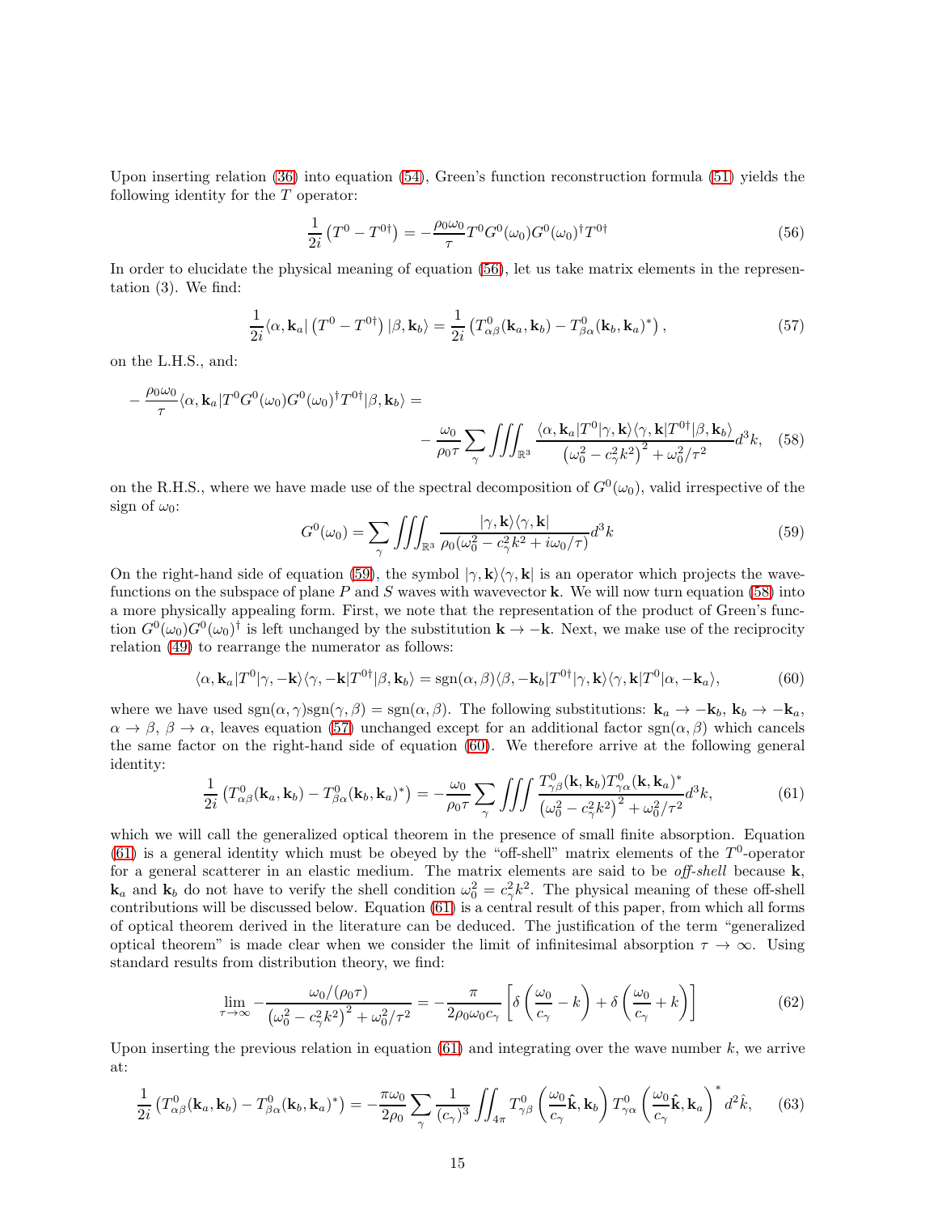Upon inserting relation (36) into equation (54), Green's function reconstruction formula (51) yields the following identity for the $T$ operator:

$$\frac{1}{2i}\left(T^0 - T^{0\dagger}\right) = -\frac{\rho_0\omega_0}{\tau} T^0 G^0(\omega_0) G^0(\omega_0)^\dagger T^{0\dagger} \tag{56}$$

In order to elucidate the physical meaning of equation (56), let us take matrix elements in the representation (3). We find:

$$\frac{1}{2i}\langle \alpha, \mathbf{k}_a | \left(T^0 - T^{0\dagger}\right) | \beta, \mathbf{k}_b\rangle = \frac{1}{2i}\left(T^0_{\alpha\beta}(\mathbf{k}_a, \mathbf{k}_b) - T^0_{\beta\alpha}(\mathbf{k}_b, \mathbf{k}_a)^*\right), \tag{57}$$

on the L.H.S., and:

$$-\frac{\rho_0\omega_0}{\tau}\langle \alpha, \mathbf{k}_a | T^0 G^0(\omega_0) G^0(\omega_0)^\dagger T^{0\dagger} | \beta, \mathbf{k}_b\rangle = \\ -\frac{\omega_0}{\rho_0 \tau}\sum_\gamma \iiint_{\mathbb{R}^3} \frac{\langle \alpha, \mathbf{k}_a | T^0 | \gamma, \mathbf{k}\rangle\langle \gamma, \mathbf{k}| T^{0\dagger} | \beta, \mathbf{k}_b\rangle}{\left(\omega_0^2 - c_\gamma^2 k^2\right)^2 + \omega_0^2/\tau^2} d^3k, \tag{58}$$

on the R.H.S., where we have made use of the spectral decomposition of $G^0(\omega_0)$, valid irrespective of the sign of $\omega_0$:

$$G^0(\omega_0) = \sum_\gamma \iiint_{\mathbb{R}^3} \frac{|\gamma, \mathbf{k}\rangle\langle\gamma, \mathbf{k}|}{\rho_0(\omega_0^2 - c_\gamma^2 k^2 + i\omega_0/\tau)} d^3k \tag{59}$$

On the right-hand side of equation (59), the symbol $|\gamma, \mathbf{k}\rangle\langle\gamma, \mathbf{k}|$ is an operator which projects the wavefunctions on the subspace of plane $P$ and $S$ waves with wavevector $\mathbf{k}$. We will now turn equation (58) into a more physically appealing form. First, we note that the representation of the product of Green's function $G^0(\omega_0)G^0(\omega_0)^\dagger$ is left unchanged by the substitution $\mathbf{k} \rightarrow -\mathbf{k}$. Next, we make use of the reciprocity relation (49) to rearrange the numerator as follows:

$$\langle \alpha, \mathbf{k}_a | T^0 | \gamma, -\mathbf{k}\rangle\langle \gamma, -\mathbf{k}| T^{0\dagger} | \beta, \mathbf{k}_b\rangle = \text{sgn}(\alpha,\beta)\langle \beta, -\mathbf{k}_b | T^{0\dagger} | \gamma, \mathbf{k}\rangle\langle \gamma, \mathbf{k}| T^{0} | \alpha, -\mathbf{k}_a\rangle, \tag{60}$$

where we have used $\text{sgn}(\alpha,\gamma)\text{sgn}(\gamma,\beta) = \text{sgn}(\alpha,\beta)$. The following substitutions: $\mathbf{k}_a \rightarrow -\mathbf{k}_b$, $\mathbf{k}_b \rightarrow -\mathbf{k}_a$, $\alpha \rightarrow \beta$, $\beta \rightarrow \alpha$, leaves equation (57) unchanged except for an additional factor $\text{sgn}(\alpha,\beta)$ which cancels the same factor on the right-hand side of equation (60). We therefore arrive at the following general identity:

$$\frac{1}{2i}\left(T^0_{\alpha\beta}(\mathbf{k}_a, \mathbf{k}_b) - T^0_{\beta\alpha}(\mathbf{k}_b, \mathbf{k}_a)^*\right) = -\frac{\omega_0}{\rho_0\tau}\sum_\gamma \iiint \frac{T^0_{\gamma\beta}(\mathbf{k}, \mathbf{k}_b) T^0_{\gamma\alpha}(\mathbf{k}, \mathbf{k}_a)^*}{\left(\omega_0^2 - c_\gamma^2 k^2\right)^2 + \omega_0^2/\tau^2} d^3k, \tag{61}$$

which we will call the generalized optical theorem in the presence of small finite absorption. Equation (61) is a general identity which must be obeyed by the "off-shell" matrix elements of the $T^0$-operator for a general scatterer in an elastic medium. The matrix elements are said to be *off-shell* because $\mathbf{k}$, $\mathbf{k}_a$ and $\mathbf{k}_b$ do not have to verify the shell condition $\omega_0^2 = c_\gamma^2 k^2$. The physical meaning of these off-shell contributions will be discussed below. Equation (61) is a central result of this paper, from which all forms of optical theorem derived in the literature can be deduced. The justification of the term "generalized optical theorem" is made clear when we consider the limit of infinitesimal absorption $\tau \rightarrow \infty$. Using standard results from distribution theory, we find:

$$\lim_{\tau\rightarrow\infty} -\frac{\omega_0/(\rho_0\tau)}{\left(\omega_0^2 - c_\gamma^2 k^2\right)^2 + \omega_0^2/\tau^2} = -\frac{\pi}{2\rho_0\omega_0 c_\gamma}\left[\delta\left(\frac{\omega_0}{c_\gamma} - k\right) + \delta\left(\frac{\omega_0}{c_\gamma} + k\right)\right] \tag{62}$$

Upon inserting the previous relation in equation (61) and integrating over the wave number $k$, we arrive at:

$$\frac{1}{2i}\left(T^0_{\alpha\beta}(\mathbf{k}_a, \mathbf{k}_b) - T^0_{\beta\alpha}(\mathbf{k}_b, \mathbf{k}_a)^*\right) = -\frac{\pi\omega_0}{2\rho_0}\sum_\gamma \frac{1}{(c_\gamma)^3}\iint_{4\pi} T^0_{\gamma\beta}\left(\frac{\omega_0}{c_\gamma}\hat{\mathbf{k}}, \mathbf{k}_b\right) T^0_{\gamma\alpha}\left(\frac{\omega_0}{c_\gamma}\hat{\mathbf{k}}, \mathbf{k}_a\right)^* d^2\hat{k}, \tag{63}$$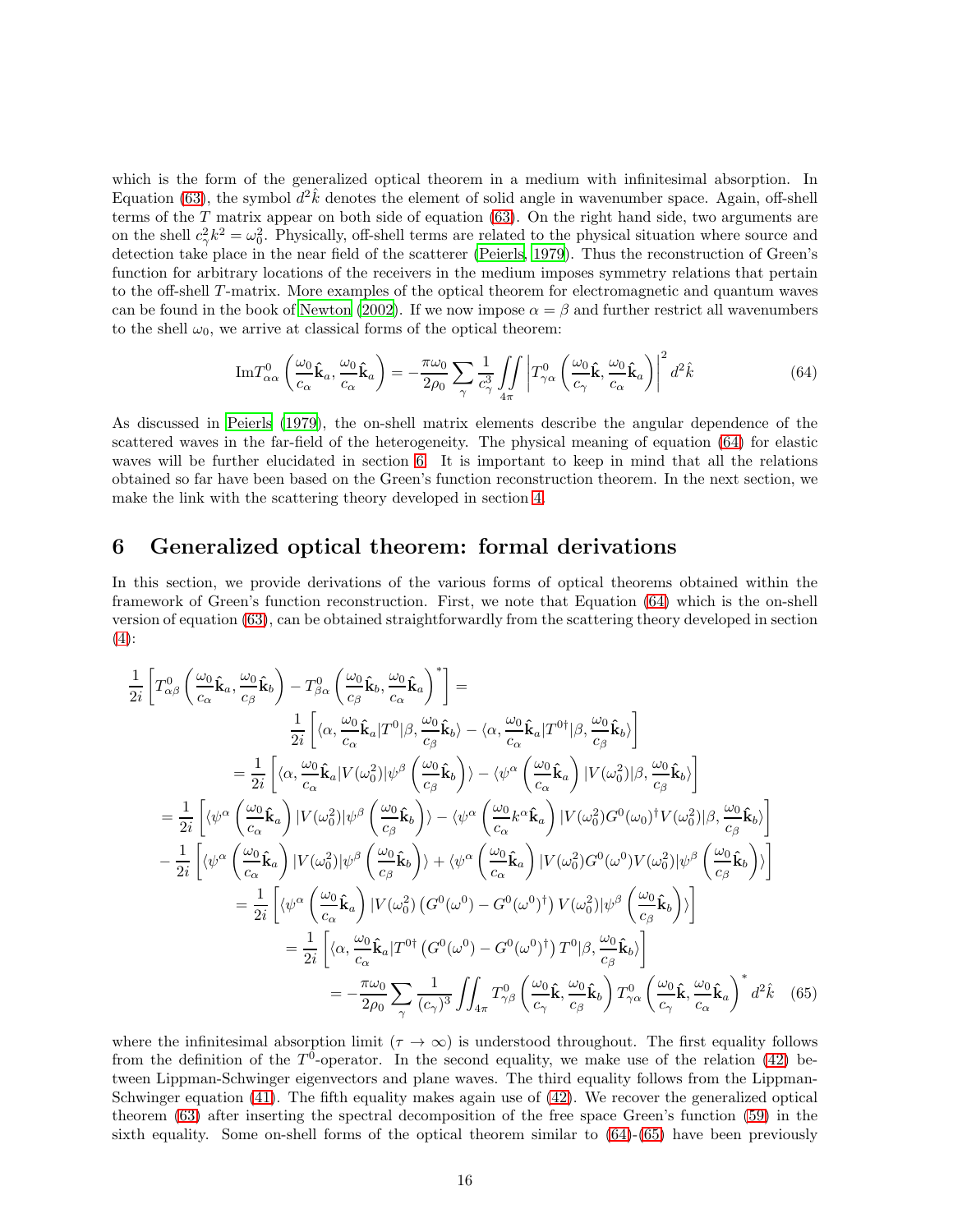which is the form of the generalized optical theorem in a medium with infinitesimal absorption. In Equation (63), the symbol $d^2\hat{k}$ denotes the element of solid angle in wavenumber space. Again, off-shell terms of the $T$ matrix appear on both side of equation (63). On the right hand side, two arguments are on the shell $c_\gamma^2 k^2 = \omega_0^2$. Physically, off-shell terms are related to the physical situation where source and detection take place in the near field of the scatterer (Peierls, 1979). Thus the reconstruction of Green's function for arbitrary locations of the receivers in the medium imposes symmetry relations that pertain to the off-shell $T$-matrix. More examples of the optical theorem for electromagnetic and quantum waves can be found in the book of Newton (2002). If we now impose $\alpha = \beta$ and further restrict all wavenumbers to the shell $\omega_0$, we arrive at classical forms of the optical theorem:

$$\mathrm{Im}T^0_{\alpha\alpha}\left(\frac{\omega_0}{c_\alpha}\hat{\mathbf{k}}_a, \frac{\omega_0}{c_\alpha}\hat{\mathbf{k}}_a\right) = -\frac{\pi\omega_0}{2\rho_0}\sum_\gamma \frac{1}{c_\gamma^3}\iint_{4\pi}\left|T^0_{\gamma\alpha}\left(\frac{\omega_0}{c_\gamma}\hat{\mathbf{k}}, \frac{\omega_0}{c_\alpha}\hat{\mathbf{k}}_a\right)\right|^2 d^2\hat{k} \tag{64}$$

As discussed in Peierls (1979), the on-shell matrix elements describe the angular dependence of the scattered waves in the far-field of the heterogeneity. The physical meaning of equation (64) for elastic waves will be further elucidated in section 6. It is important to keep in mind that all the relations obtained so far have been based on the Green's function reconstruction theorem. In the next section, we make the link with the scattering theory developed in section 4.

# 6 Generalized optical theorem: formal derivations

In this section, we provide derivations of the various forms of optical theorems obtained within the framework of Green's function reconstruction. First, we note that Equation (64) which is the on-shell version of equation (63), can be obtained straightforwardly from the scattering theory developed in section (4):

$$\begin{aligned}
&\frac{1}{2i}\left[T^0_{\alpha\beta}\left(\frac{\omega_0}{c_\alpha}\hat{\mathbf{k}}_a, \frac{\omega_0}{c_\beta}\hat{\mathbf{k}}_b\right) - T^0_{\beta\alpha}\left(\frac{\omega_0}{c_\beta}\hat{\mathbf{k}}_b, \frac{\omega_0}{c_\alpha}\hat{\mathbf{k}}_a\right)^*\right] = \\
&\qquad \frac{1}{2i}\left[\langle\alpha, \frac{\omega_0}{c_\alpha}\hat{\mathbf{k}}_a|T^0|\beta, \frac{\omega_0}{c_\beta}\hat{\mathbf{k}}_b\rangle - \langle\alpha, \frac{\omega_0}{c_\alpha}\hat{\mathbf{k}}_a|T^{0\dagger}|\beta, \frac{\omega_0}{c_\beta}\hat{\mathbf{k}}_b\rangle\right] \\
&= \frac{1}{2i}\left[\langle\alpha, \frac{\omega_0}{c_\alpha}\hat{\mathbf{k}}_a|V(\omega_0^2)|\psi^\beta\left(\frac{\omega_0}{c_\beta}\hat{\mathbf{k}}_b\right)\rangle - \langle\psi^\alpha\left(\frac{\omega_0}{c_\alpha}\hat{\mathbf{k}}_a\right)|V(\omega_0^2)|\beta, \frac{\omega_0}{c_\beta}\hat{\mathbf{k}}_b\rangle\right] \\
&= \frac{1}{2i}\left[\langle\psi^\alpha\left(\frac{\omega_0}{c_\alpha}\hat{\mathbf{k}}_a\right)|V(\omega_0^2)|\psi^\beta\left(\frac{\omega_0}{c_\beta}\hat{\mathbf{k}}_b\right)\rangle - \langle\psi^\alpha\left(\frac{\omega_0}{c_\alpha}k^\alpha\hat{\mathbf{k}}_a\right)|V(\omega_0^2)G^0(\omega_0)^\dagger V(\omega_0^2)|\beta, \frac{\omega_0}{c_\beta}\hat{\mathbf{k}}_b\rangle\right] \\
&- \frac{1}{2i}\left[\langle\psi^\alpha\left(\frac{\omega_0}{c_\alpha}\hat{\mathbf{k}}_a\right)|V(\omega_0^2)|\psi^\beta\left(\frac{\omega_0}{c_\beta}\hat{\mathbf{k}}_b\right)\rangle + \langle\psi^\alpha\left(\frac{\omega_0}{c_\alpha}\hat{\mathbf{k}}_a\right)|V(\omega_0^2)G^0(\omega^0)V(\omega_0^2)|\psi^\beta\left(\frac{\omega_0}{c_\beta}\hat{\mathbf{k}}_b\right)\rangle\right] \\
&= \frac{1}{2i}\left[\langle\psi^\alpha\left(\frac{\omega_0}{c_\alpha}\hat{\mathbf{k}}_a\right)|V(\omega_0^2)\left(G^0(\omega^0) - G^0(\omega^0)^\dagger\right)V(\omega_0^2)|\psi^\beta\left(\frac{\omega_0}{c_\beta}\hat{\mathbf{k}}_b\right)\rangle\right] \\
&= \frac{1}{2i}\left[\langle\alpha, \frac{\omega_0}{c_\alpha}\hat{\mathbf{k}}_a|T^{0\dagger}\left(G^0(\omega^0) - G^0(\omega^0)^\dagger\right)T^0|\beta, \frac{\omega_0}{c_\beta}\hat{\mathbf{k}}_b\rangle\right] \\
&= -\frac{\pi\omega_0}{2\rho_0}\sum_\gamma \frac{1}{(c_\gamma)^3}\iint_{4\pi} T^0_{\gamma\beta}\left(\frac{\omega_0}{c_\gamma}\hat{\mathbf{k}}, \frac{\omega_0}{c_\beta}\hat{\mathbf{k}}_b\right)T^0_{\gamma\alpha}\left(\frac{\omega_0}{c_\gamma}\hat{\mathbf{k}}, \frac{\omega_0}{c_\alpha}\hat{\mathbf{k}}_a\right)^* d^2\hat{k}
\end{aligned} \tag{65}$$

where the infinitesimal absorption limit ($\tau \to \infty$) is understood throughout. The first equality follows from the definition of the $T^0$-operator. In the second equality, we make use of the relation (42) between Lippman-Schwinger eigenvectors and plane waves. The third equality follows from the Lippman-Schwinger equation (41). The fifth equality makes again use of (42). We recover the generalized optical theorem (63) after inserting the spectral decomposition of the free space Green's function (59) in the sixth equality. Some on-shell forms of the optical theorem similar to (64)-(65) have been previously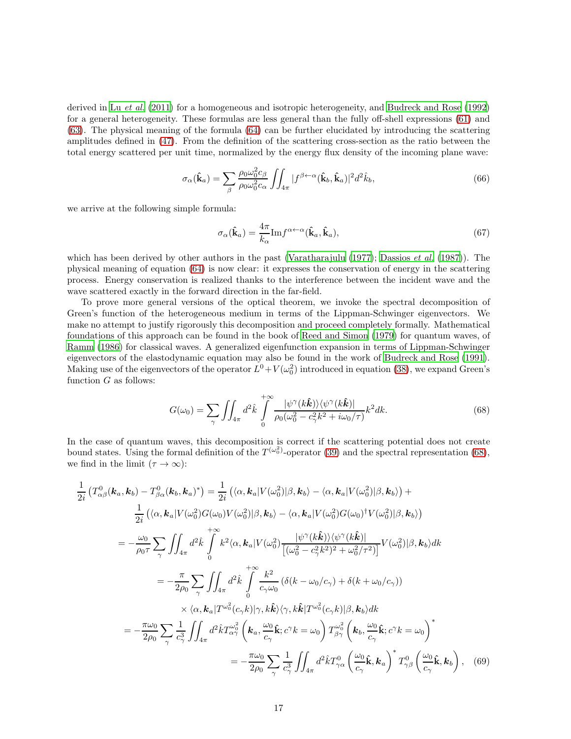derived in Lu *et al.* (2011) for a homogeneous and isotropic heterogeneity, and Budreck and Rose (1992) for a general heterogeneity. These formulas are less general than the fully off-shell expressions (61) and (63). The physical meaning of the formula (64) can be further elucidated by introducing the scattering amplitudes defined in (47). From the definition of the scattering cross-section as the ratio between the total energy scattered per unit time, normalized by the energy flux density of the incoming plane wave:

$$\sigma_\alpha(\hat{\mathbf{k}}_a) = \sum_\beta \frac{\rho_0 \omega_0^2 c_\beta}{\rho_0 \omega_0^2 c_\alpha} \iint_{4\pi} |f^{\beta\leftarrow\alpha}(\hat{\mathbf{k}}_b, \hat{\mathbf{k}}_a)|^2 d^2\hat{k}_b, \tag{66}$$

we arrive at the following simple formula:

$$\sigma_\alpha(\hat{\mathbf{k}}_a) = \frac{4\pi}{k_\alpha} \mathrm{Im} f^{\alpha\leftarrow\alpha}(\hat{\mathbf{k}}_a, \hat{\mathbf{k}}_a), \tag{67}$$

which has been derived by other authors in the past (Varatharajulu (1977); Dassios *et al.* (1987)). The physical meaning of equation (64) is now clear: it expresses the conservation of energy in the scattering process. Energy conservation is realized thanks to the interference between the incident wave and the wave scattered exactly in the forward direction in the far-field.

To prove more general versions of the optical theorem, we invoke the spectral decomposition of Green's function of the heterogeneous medium in terms of the Lippman-Schwinger eigenvectors. We make no attempt to justify rigorously this decomposition and proceed completely formally. Mathematical foundations of this approach can be found in the book of Reed and Simon (1979) for quantum waves, of Ramm (1986) for classical waves. A generalized eigenfunction expansion in terms of Lippman-Schwinger eigenvectors of the elastodynamic equation may also be found in the work of Budreck and Rose (1991). Making use of the eigenvectors of the operator $L^0 + V(\omega_0^2)$ introduced in equation (38), we expand Green's function $G$ as follows:

$$G(\omega_0) = \sum_\gamma \iint_{4\pi} d^2\hat{k} \int_0^{+\infty} \frac{|\psi^\gamma(k\hat{\boldsymbol{k}})\rangle\langle\psi^\gamma(k\hat{\boldsymbol{k}})|}{\rho_0(\omega_0^2 - c_\gamma^2 k^2 + i\omega_0/\tau)} k^2 dk. \tag{68}$$

In the case of quantum waves, this decomposition is correct if the scattering potential does not create bound states. Using the formal definition of the $T^{(\omega_0^2)}$-operator (39) and the spectral representation (68), we find in the limit ($\tau \to \infty$):

$$
\begin{aligned}
\frac{1}{2i}\left(T^0_{\alpha\beta}(\boldsymbol{k}_a, \boldsymbol{k}_b) - T^0_{\beta\alpha}(\boldsymbol{k}_b, \boldsymbol{k}_a)^*\right) &= \frac{1}{2i}\left(\langle \alpha, \boldsymbol{k}_a | V(\omega_0^2) | \beta, \boldsymbol{k}_b\rangle - \langle \alpha, \boldsymbol{k}_a | V(\omega_0^2) | \beta, \boldsymbol{k}_b\rangle\right) + \\
&\quad \frac{1}{2i}\left(\langle \alpha, \boldsymbol{k}_a | V(\omega_0^2) G(\omega_0) V(\omega_0^2) | \beta, \boldsymbol{k}_b\rangle - \langle \alpha, \boldsymbol{k}_a | V(\omega_0^2) G(\omega_0)^\dagger V(\omega_0^2) | \beta, \boldsymbol{k}_b\rangle\right) \\
&= -\frac{\omega_0}{\rho_0 \tau} \sum_\gamma \iint_{4\pi} d^2\hat{k} \int_0^{+\infty} k^2 \langle \alpha, \boldsymbol{k}_a | V(\omega_0^2) \frac{|\psi^\gamma(k\hat{\boldsymbol{k}})\rangle\langle\psi^\gamma(k\hat{\boldsymbol{k}})|}{\left[(\omega_0^2 - c_\gamma^2 k^2)^2 + \omega_0^2/\tau^2\right]} V(\omega_0^2) | \beta, \boldsymbol{k}_b\rangle dk \\
&= -\frac{\pi}{2\rho_0} \sum_\gamma \iint_{4\pi} d^2\hat{k} \int_0^{+\infty} \frac{k^2}{c_\gamma \omega_0} \left(\delta(k - \omega_0/c_\gamma) + \delta(k + \omega_0/c_\gamma)\right) \\
&\qquad \times \langle \alpha, \boldsymbol{k}_a | T^{\omega_0^2}(c_\gamma k) | \gamma, k\hat{\boldsymbol{k}}\rangle \langle \gamma, k\hat{\boldsymbol{k}} | T^{\omega_0^2}(c_\gamma k) | \beta, \boldsymbol{k}_b\rangle dk \\
&= -\frac{\pi\omega_0}{2\rho_0} \sum_\gamma \frac{1}{c_\gamma^3} \iint_{4\pi} d^2\hat{k} T^{\omega_0^2}_{\alpha\gamma}\left(\boldsymbol{k}_a, \frac{\omega_0}{c_\gamma}\hat{\mathbf{k}}; c^\gamma k = \omega_0\right) T^{\omega_0^2}_{\beta\gamma}\left(\boldsymbol{k}_b, \frac{\omega_0}{c_\gamma}\hat{\mathbf{k}}; c^\gamma k = \omega_0\right)^* \\
&= -\frac{\pi\omega_0}{2\rho_0} \sum_\gamma \frac{1}{c_\gamma^3} \iint_{4\pi} d^2\hat{k} T^0_{\gamma\alpha}\left(\frac{\omega_0}{c_\gamma}\hat{\mathbf{k}}, \boldsymbol{k}_a\right)^* T^0_{\gamma\beta}\left(\frac{\omega_0}{c_\gamma}\hat{\mathbf{k}}, \boldsymbol{k}_b\right),
\end{aligned} \tag{69}
$$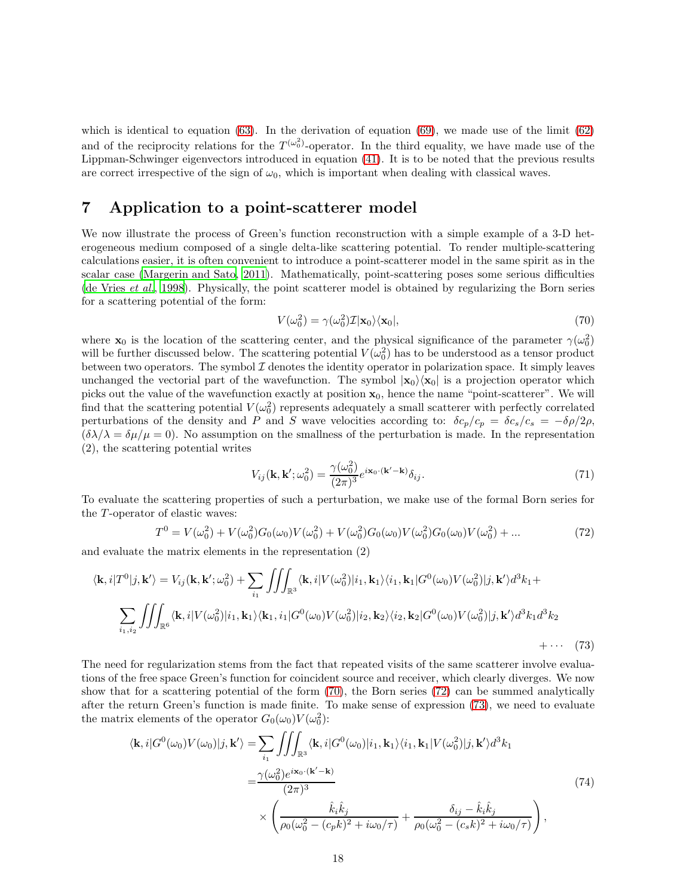which is identical to equation (63). In the derivation of equation (69), we made use of the limit (62) and of the reciprocity relations for the $T^{(\omega_0^2)}$-operator. In the third equality, we have made use of the Lippman-Schwinger eigenvectors introduced in equation (41). It is to be noted that the previous results are correct irrespective of the sign of $\omega_0$, which is important when dealing with classical waves.

## 7 Application to a point-scatterer model

We now illustrate the process of Green's function reconstruction with a simple example of a 3-D heterogeneous medium composed of a single delta-like scattering potential. To render multiple-scattering calculations easier, it is often convenient to introduce a point-scatterer model in the same spirit as in the scalar case (Margerin and Sato, 2011). Mathematically, point-scattering poses some serious difficulties (de Vries *et al.*, 1998). Physically, the point scatterer model is obtained by regularizing the Born series for a scattering potential of the form:

$$V(\omega_0^2) = \gamma(\omega_0^2)\mathcal{I}|\mathbf{x}_0\rangle\langle\mathbf{x}_0|, \tag{70}$$

where $\mathbf{x}_0$ is the location of the scattering center, and the physical significance of the parameter $\gamma(\omega_0^2)$ will be further discussed below. The scattering potential $V(\omega_0^2)$ has to be understood as a tensor product between two operators. The symbol $\mathcal{I}$ denotes the identity operator in polarization space. It simply leaves unchanged the vectorial part of the wavefunction. The symbol $|\mathbf{x}_0\rangle\langle\mathbf{x}_0|$ is a projection operator which picks out the value of the wavefunction exactly at position $\mathbf{x}_0$, hence the name "point-scatterer". We will find that the scattering potential $V(\omega_0^2)$ represents adequately a small scatterer with perfectly correlated perturbations of the density and $P$ and $S$ wave velocities according to: $\delta c_p/c_p = \delta c_s/c_s = -\delta\rho/2\rho$, $(\delta\lambda/\lambda = \delta\mu/\mu = 0)$. No assumption on the smallness of the perturbation is made. In the representation (2), the scattering potential writes

$$V_{ij}(\mathbf{k}, \mathbf{k}'; \omega_0^2) = \frac{\gamma(\omega_0^2)}{(2\pi)^3} e^{i\mathbf{x}_0\cdot(\mathbf{k}'-\mathbf{k})}\delta_{ij}. \tag{71}$$

To evaluate the scattering properties of such a perturbation, we make use of the formal Born series for the $T$-operator of elastic waves:

$$T^0 = V(\omega_0^2) + V(\omega_0^2)G_0(\omega_0)V(\omega_0^2) + V(\omega_0^2)G_0(\omega_0)V(\omega_0^2)G_0(\omega_0)V(\omega_0^2) + ... \tag{72}$$

and evaluate the matrix elements in the representation (2)

$$\begin{aligned}\langle\mathbf{k}, i|T^0|j, \mathbf{k}'\rangle = V_{ij}(\mathbf{k}, \mathbf{k}'; \omega_0^2) + \sum_{i_1}\iiint_{\mathbb{R}^3}\langle\mathbf{k}, i|V(\omega_0^2)|i_1, \mathbf{k}_1\rangle\langle i_1, \mathbf{k}_1|G^0(\omega_0)V(\omega_0^2)|j, \mathbf{k}'\rangle d^3k_1 + \\ \sum_{i_1,i_2}\iiint_{\mathbb{R}^6}\langle\mathbf{k}, i|V(\omega_0^2)|i_1, \mathbf{k}_1\rangle\langle\mathbf{k}_1, i_1|G^0(\omega_0)V(\omega_0^2)|i_2, \mathbf{k}_2\rangle\langle i_2, \mathbf{k}_2|G^0(\omega_0)V(\omega_0^2)|j, \mathbf{k}'\rangle d^3k_1d^3k_2 \\ + \cdots\end{aligned} \tag{73}$$

The need for regularization stems from the fact that repeated visits of the same scatterer involve evaluations of the free space Green's function for coincident source and receiver, which clearly diverges. We now show that for a scattering potential of the form (70), the Born series (72) can be summed analytically after the return Green's function is made finite. To make sense of expression (73), we need to evaluate the matrix elements of the operator $G_0(\omega_0)V(\omega_0^2)$:

$$\begin{aligned}\langle\mathbf{k}, i|G^0(\omega_0)V(\omega_0)|j, \mathbf{k}'\rangle =& \sum_{i_1}\iiint_{\mathbb{R}^3}\langle\mathbf{k}, i|G^0(\omega_0)|i_1, \mathbf{k}_1\rangle\langle i_1, \mathbf{k}_1|V(\omega_0^2)|j, \mathbf{k}'\rangle d^3k_1 \\ =& \frac{\gamma(\omega_0^2)e^{i\mathbf{x}_0\cdot(\mathbf{k}'-\mathbf{k})}}{(2\pi)^3} \\ &\times\left(\frac{\hat{k}_i\hat{k}_j}{\rho_0(\omega_0^2 - (c_pk)^2 + i\omega_0/\tau)} + \frac{\delta_{ij} - \hat{k}_i\hat{k}_j}{\rho_0(\omega_0^2 - (c_sk)^2 + i\omega_0/\tau)}\right),\end{aligned} \tag{74}$$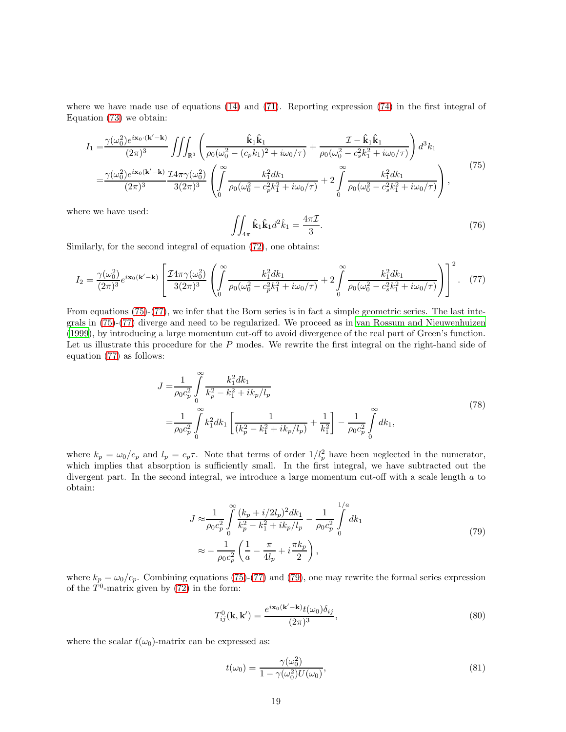where we have made use of equations (14) and (71). Reporting expression (74) in the first integral of Equation (73) we obtain:

$$
\begin{aligned}
I_1 =& \frac{\gamma(\omega_0^2) e^{i\mathbf{x}_0\cdot(\mathbf{k}'-\mathbf{k})}}{(2\pi)^3} \iiint_{\mathbb{R}^3} \left( \frac{\hat{\mathbf{k}}_1\hat{\mathbf{k}}_1}{\rho_0(\omega_0^2 - (c_p k_1)^2 + i\omega_0/\tau)} + \frac{\mathcal{I} - \hat{\mathbf{k}}_1\hat{\mathbf{k}}_1}{\rho_0(\omega_0^2 - c_s^2 k_1^2 + i\omega_0/\tau)} \right) d^3k_1 \\
=& \frac{\gamma(\omega_0^2) e^{i\mathbf{x}_0(\mathbf{k}'-\mathbf{k})}}{(2\pi)^3} \frac{\mathcal{I} 4\pi \gamma(\omega_0^2)}{3(2\pi)^3} \left( \int_0^\infty \frac{k_1^2 dk_1}{\rho_0(\omega_0^2 - c_p^2 k_1^2 + i\omega_0/\tau)} + 2\int_0^\infty \frac{k_1^2 dk_1}{\rho_0(\omega_0^2 - c_s^2 k_1^2 + i\omega_0/\tau)} \right),
\end{aligned}
\tag{75}
$$

where we have used:

$$
\iint_{4\pi} \hat{\mathbf{k}}_1\hat{\mathbf{k}}_1 d^2\hat{k}_1 = \frac{4\pi\mathcal{I}}{3}. \tag{76}
$$

Similarly, for the second integral of equation (72), one obtains:

$$
I_2 = \frac{\gamma(\omega_0^2)}{(2\pi)^3} e^{i\mathbf{x}_0(\mathbf{k}'-\mathbf{k})} \left[ \frac{\mathcal{I} 4\pi \gamma(\omega_0^2)}{3(2\pi)^3} \left( \int_0^\infty \frac{k_1^2 dk_1}{\rho_0(\omega_0^2 - c_p^2 k_1^2 + i\omega_0/\tau)} + 2\int_0^\infty \frac{k_1^2 dk_1}{\rho_0(\omega_0^2 - c_s^2 k_1^2 + i\omega_0/\tau)} \right) \right]^2. \tag{77}
$$

From equations (75)-(77), we infer that the Born series is in fact a simple geometric series. The last integrals in (75)-(77) diverge and need to be regularized. We proceed as in van Rossum and Nieuwenhuizen (1999), by introducing a large momentum cut-off to avoid divergence of the real part of Green's function. Let us illustrate this procedure for the $P$ modes. We rewrite the first integral on the right-hand side of equation (77) as follows:

$$
\begin{aligned}
J =& \frac{1}{\rho_0 c_p^2} \int_0^\infty \frac{k_1^2 dk_1}{k_p^2 - k_1^2 + ik_p/l_p} \\
=& \frac{1}{\rho_0 c_p^2} \int_0^\infty k_1^2 dk_1 \left[ \frac{1}{(k_p^2 - k_1^2 + ik_p/l_p)} + \frac{1}{k_1^2} \right] - \frac{1}{\rho_0 c_p^2} \int_0^\infty dk_1,
\end{aligned}
\tag{78}
$$

where $k_p = \omega_0/c_p$ and $l_p = c_p\tau$. Note that terms of order $1/l_p^2$ have been neglected in the numerator, which implies that absorption is sufficiently small. In the first integral, we have subtracted out the divergent part. In the second integral, we introduce a large momentum cut-off with a scale length $a$ to obtain:

$$
\begin{aligned}
J \approx& \frac{1}{\rho_0 c_p^2} \int_0^\infty \frac{(k_p + i/2l_p)^2 dk_1}{k_p^2 - k_1^2 + ik_p/l_p} - \frac{1}{\rho_0 c_p^2} \int_0^{1/a} dk_1 \\
\approx& -\frac{1}{\rho_0 c_p^2} \left( \frac{1}{a} - \frac{\pi}{4l_p} + i\frac{\pi k_p}{2} \right),
\end{aligned}
\tag{79}
$$

where $k_p = \omega_0/c_p$. Combining equations (75)-(77) and (79), one may rewrite the formal series expression of the $T^0$-matrix given by (72) in the form:

$$
T^0_{ij}(\mathbf{k}, \mathbf{k}') = \frac{e^{i\mathbf{x}_0(\mathbf{k}'-\mathbf{k})} t(\omega_0) \delta_{ij}}{(2\pi)^3}, \tag{80}
$$

where the scalar $t(\omega_0)$-matrix can be expressed as:

$$
t(\omega_0) = \frac{\gamma(\omega_0^2)}{1 - \gamma(\omega_0^2) U(\omega_0)}, \tag{81}
$$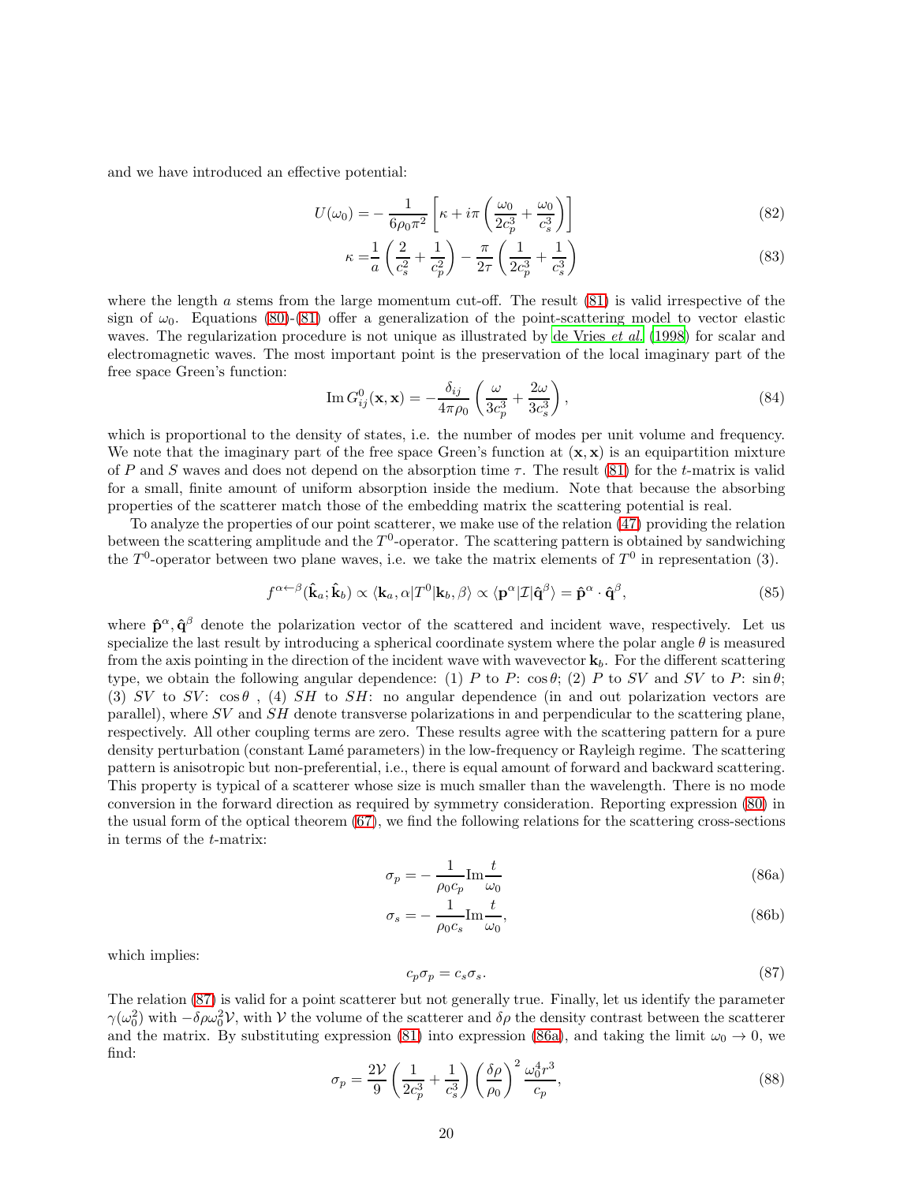and we have introduced an effective potential:

$$U(\omega_0) = -\frac{1}{6\rho_0\pi^2}\left[\kappa + i\pi\left(\frac{\omega_0}{2c_p^3} + \frac{\omega_0}{c_s^3}\right)\right] \tag{82}$$

$$\kappa = \frac{1}{a}\left(\frac{2}{c_s^2} + \frac{1}{c_p^2}\right) - \frac{\pi}{2\tau}\left(\frac{1}{2c_p^3} + \frac{1}{c_s^3}\right) \tag{83}$$

where the length $a$ stems from the large momentum cut-off. The result (81) is valid irrespective of the sign of $\omega_0$. Equations (80)-(81) offer a generalization of the point-scattering model to vector elastic waves. The regularization procedure is not unique as illustrated by de Vries *et al.* (1998) for scalar and electromagnetic waves. The most important point is the preservation of the local imaginary part of the free space Green's function:

$$\operatorname{Im} G^0_{ij}(\mathbf{x}, \mathbf{x}) = -\frac{\delta_{ij}}{4\pi\rho_0}\left(\frac{\omega}{3c_p^3} + \frac{2\omega}{3c_s^3}\right), \tag{84}$$

which is proportional to the density of states, i.e. the number of modes per unit volume and frequency. We note that the imaginary part of the free space Green's function at $(\mathbf{x}, \mathbf{x})$ is an equipartition mixture of $P$ and $S$ waves and does not depend on the absorption time $\tau$. The result (81) for the $t$-matrix is valid for a small, finite amount of uniform absorption inside the medium. Note that because the absorbing properties of the scatterer match those of the embedding matrix the scattering potential is real.

To analyze the properties of our point scatterer, we make use of the relation (47) providing the relation between the scattering amplitude and the $T^0$-operator. The scattering pattern is obtained by sandwiching the $T^0$-operator between two plane waves, i.e. we take the matrix elements of $T^0$ in representation (3).

$$f^{\alpha\leftarrow\beta}(\hat{\mathbf{k}}_a; \hat{\mathbf{k}}_b) \propto \langle \mathbf{k}_a, \alpha | T^0 | \mathbf{k}_b, \beta\rangle \propto \langle \mathbf{p}^\alpha | \mathcal{I} | \hat{\mathbf{q}}^\beta\rangle = \hat{\mathbf{p}}^\alpha \cdot \hat{\mathbf{q}}^\beta, \tag{85}$$

where $\hat{\mathbf{p}}^\alpha, \hat{\mathbf{q}}^\beta$ denote the polarization vector of the scattered and incident wave, respectively. Let us specialize the last result by introducing a spherical coordinate system where the polar angle $\theta$ is measured from the axis pointing in the direction of the incident wave with wavevector $\mathbf{k}_b$. For the different scattering type, we obtain the following angular dependence: (1) $P$ to $P$: $\cos\theta$; (2) $P$ to $SV$ and $SV$ to $P$: $\sin\theta$; (3) $SV$ to $SV$: $\cos\theta$ , (4) $SH$ to $SH$: no angular dependence (in and out polarization vectors are parallel), where $SV$ and $SH$ denote transverse polarizations in and perpendicular to the scattering plane, respectively. All other coupling terms are zero. These results agree with the scattering pattern for a pure density perturbation (constant Lamé parameters) in the low-frequency or Rayleigh regime. The scattering pattern is anisotropic but non-preferential, i.e., there is equal amount of forward and backward scattering. This property is typical of a scatterer whose size is much smaller than the wavelength. There is no mode conversion in the forward direction as required by symmetry consideration. Reporting expression (80) in the usual form of the optical theorem (67), we find the following relations for the scattering cross-sections in terms of the $t$-matrix:

$$\sigma_p = -\frac{1}{\rho_0 c_p}\operatorname{Im}\frac{t}{\omega_0} \tag{86a}$$

$$\sigma_s = -\frac{1}{\rho_0 c_s}\operatorname{Im}\frac{t}{\omega_0}, \tag{86b}$$

which implies:

$$c_p\sigma_p = c_s\sigma_s. \tag{87}$$

The relation (87) is valid for a point scatterer but not generally true. Finally, let us identify the parameter $\gamma(\omega_0^2)$ with $-\delta\rho\omega_0^2\mathcal{V}$, with $\mathcal{V}$ the volume of the scatterer and $\delta\rho$ the density contrast between the scatterer and the matrix. By substituting expression (81) into expression (86a), and taking the limit $\omega_0 \to 0$, we find:

$$\sigma_p = \frac{2\mathcal{V}}{9}\left(\frac{1}{2c_p^3} + \frac{1}{c_s^3}\right)\left(\frac{\delta\rho}{\rho_0}\right)^2\frac{\omega_0^4 r^3}{c_p}, \tag{88}$$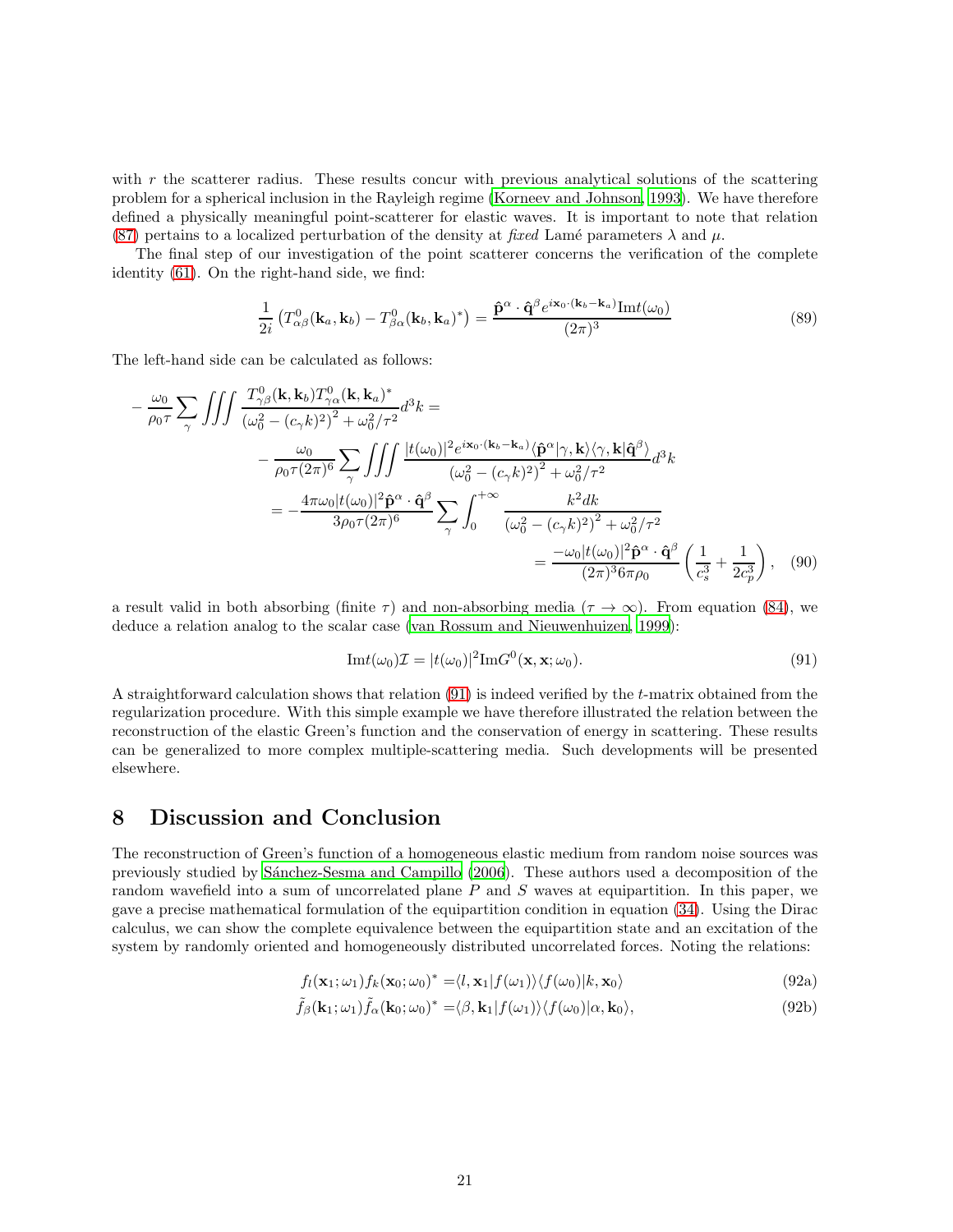with $r$ the scatterer radius. These results concur with previous analytical solutions of the scattering problem for a spherical inclusion in the Rayleigh regime (Korneev and Johnson, 1993). We have therefore defined a physically meaningful point-scatterer for elastic waves. It is important to note that relation (87) pertains to a localized perturbation of the density at *fixed* Lamé parameters $\lambda$ and $\mu$.

The final step of our investigation of the point scatterer concerns the verification of the complete identity (61). On the right-hand side, we find:

$$\frac{1}{2i}\left(T^0_{\alpha\beta}(\mathbf{k}_a,\mathbf{k}_b) - T^0_{\beta\alpha}(\mathbf{k}_b,\mathbf{k}_a)^*\right) = \frac{\hat{\mathbf{p}}^\alpha \cdot \hat{\mathbf{q}}^\beta e^{i\mathbf{x}_0\cdot(\mathbf{k}_b-\mathbf{k}_a)}\mathrm{Im}t(\omega_0)}{(2\pi)^3} \tag{89}$$

The left-hand side can be calculated as follows:

$$\begin{aligned}
-\frac{\omega_0}{\rho_0\tau}\sum_\gamma \iiint \frac{T^0_{\gamma\beta}(\mathbf{k},\mathbf{k}_b)T^0_{\gamma\alpha}(\mathbf{k},\mathbf{k}_a)^*}{\left(\omega_0^2-(c_\gamma k)^2\right)^2+\omega_0^2/\tau^2}d^3k = \\
-\frac{\omega_0}{\rho_0\tau(2\pi)^6}\sum_\gamma \iiint \frac{|t(\omega_0)|^2 e^{i\mathbf{x}_0\cdot(\mathbf{k}_b-\mathbf{k}_a)}\langle\hat{\mathbf{p}}^\alpha|\gamma,\mathbf{k}\rangle\langle\gamma,\mathbf{k}|\hat{\mathbf{q}}^\beta\rangle}{\left(\omega_0^2-(c_\gamma k)^2\right)^2+\omega_0^2/\tau^2}d^3k \\
= -\frac{4\pi\omega_0|t(\omega_0)|^2\hat{\mathbf{p}}^\alpha\cdot\hat{\mathbf{q}}^\beta}{3\rho_0\tau(2\pi)^6}\sum_\gamma\int_0^{+\infty}\frac{k^2dk}{\left(\omega_0^2-(c_\gamma k)^2\right)^2+\omega_0^2/\tau^2} \\
= \frac{-\omega_0|t(\omega_0)|^2\hat{\mathbf{p}}^\alpha\cdot\hat{\mathbf{q}}^\beta}{(2\pi)^3 6\pi\rho_0}\left(\frac{1}{c_s^3}+\frac{1}{2c_p^3}\right),
\end{aligned} \tag{90}$$

a result valid in both absorbing (finite $\tau$) and non-absorbing media ($\tau \to \infty$). From equation (84), we deduce a relation analog to the scalar case (van Rossum and Nieuwenhuizen, 1999):

$$\mathrm{Im}t(\omega_0)\mathcal{I} = |t(\omega_0)|^2\mathrm{Im}G^0(\mathbf{x},\mathbf{x};\omega_0). \tag{91}$$

A straightforward calculation shows that relation (91) is indeed verified by the $t$-matrix obtained from the regularization procedure. With this simple example we have therefore illustrated the relation between the reconstruction of the elastic Green's function and the conservation of energy in scattering. These results can be generalized to more complex multiple-scattering media. Such developments will be presented elsewhere.

## 8 Discussion and Conclusion

The reconstruction of Green's function of a homogeneous elastic medium from random noise sources was previously studied by Sánchez-Sesma and Campillo (2006). These authors used a decomposition of the random wavefield into a sum of uncorrelated plane $P$ and $S$ waves at equipartition. In this paper, we gave a precise mathematical formulation of the equipartition condition in equation (34). Using the Dirac calculus, we can show the complete equivalence between the equipartition state and an excitation of the system by randomly oriented and homogeneously distributed uncorrelated forces. Noting the relations:

$$f_l(\mathbf{x}_1;\omega_1)f_k(\mathbf{x}_0;\omega_0)^* = \langle l,\mathbf{x}_1|f(\omega_1)\rangle\langle f(\omega_0)|k,\mathbf{x}_0\rangle \tag{92a}$$

$$\tilde{f}_\beta(\mathbf{k}_1;\omega_1)\tilde{f}_\alpha(\mathbf{k}_0;\omega_0)^* = \langle\beta,\mathbf{k}_1|f(\omega_1)\rangle\langle f(\omega_0)|\alpha,\mathbf{k}_0\rangle, \tag{92b}$$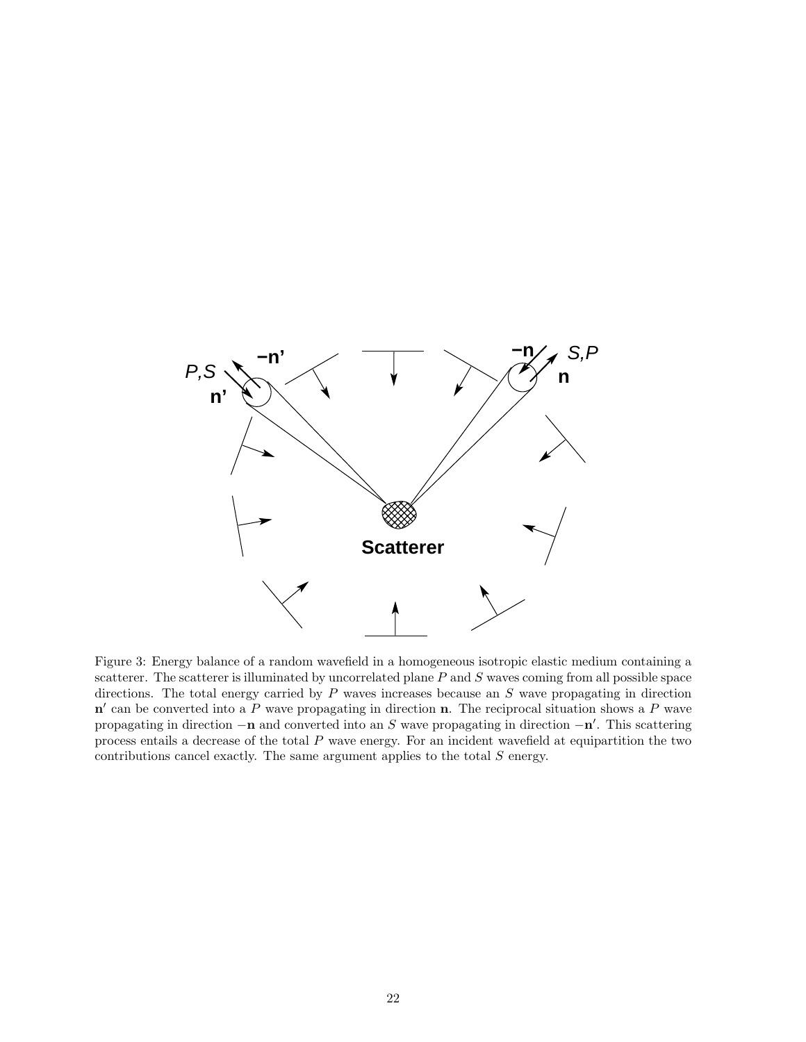Figure 3: Energy balance of a random wavefield in a homogeneous isotropic elastic medium containing a scatterer. The scatterer is illuminated by uncorrelated plane $P$ and $S$ waves coming from all possible space directions. The total energy carried by $P$ waves increases because an $S$ wave propagating in direction $\mathbf{n}'$ can be converted into a $P$ wave propagating in direction $\mathbf{n}$. The reciprocal situation shows a $P$ wave propagating in direction $-\mathbf{n}$ and converted into an $S$ wave propagating in direction $-\mathbf{n}'$. This scattering process entails a decrease of the total $P$ wave energy. For an incident wavefield at equipartition the two contributions cancel exactly. The same argument applies to the total $S$ energy.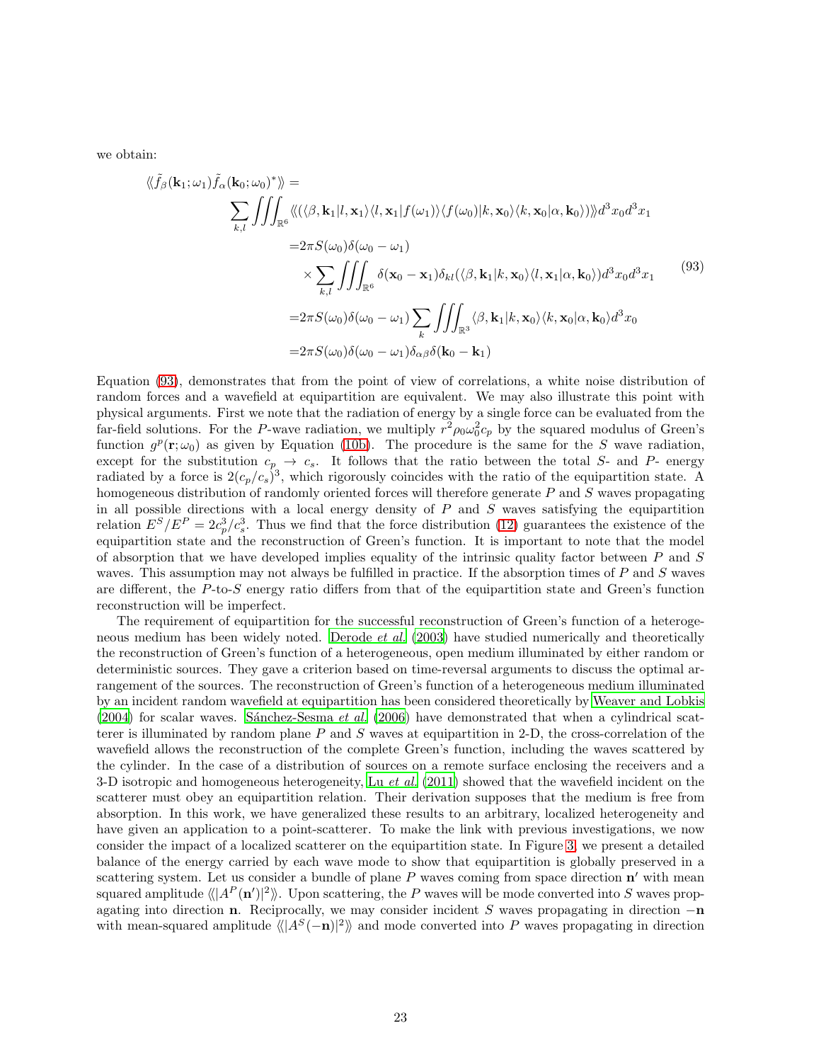we obtain:

$$
\begin{aligned}
\langle\!\langle \tilde{f}_\beta(\mathbf{k}_1;\omega_1)\tilde{f}_\alpha(\mathbf{k}_0;\omega_0)^* \rangle\!\rangle = & \\
& \sum_{k,l} \iiint_{\mathbb{R}^6} \langle\!\langle (\langle \beta, \mathbf{k}_1 | l, \mathbf{x}_1\rangle \langle l, \mathbf{x}_1 | f(\omega_1)\rangle \langle f(\omega_0) | k, \mathbf{x}_0\rangle \langle k, \mathbf{x}_0 | \alpha, \mathbf{k}_0\rangle)\rangle\!\rangle d^3x_0 d^3x_1 \\
& = 2\pi S(\omega_0)\delta(\omega_0 - \omega_1) \\
& \quad \times \sum_{k,l} \iiint_{\mathbb{R}^6} \delta(\mathbf{x}_0 - \mathbf{x}_1)\delta_{kl}(\langle \beta, \mathbf{k}_1 | k, \mathbf{x}_0\rangle \langle l, \mathbf{x}_1 | \alpha, \mathbf{k}_0\rangle) d^3x_0 d^3x_1 \\
& = 2\pi S(\omega_0)\delta(\omega_0 - \omega_1) \sum_k \iiint_{\mathbb{R}^3} \langle \beta, \mathbf{k}_1 | k, \mathbf{x}_0\rangle \langle k, \mathbf{x}_0 | \alpha, \mathbf{k}_0\rangle d^3x_0 \\
& = 2\pi S(\omega_0)\delta(\omega_0 - \omega_1)\delta_{\alpha\beta}\delta(\mathbf{k}_0 - \mathbf{k}_1)
\end{aligned}
\tag{93}
$$

Equation (93), demonstrates that from the point of view of correlations, a white noise distribution of random forces and a wavefield at equipartition are equivalent. We may also illustrate this point with physical arguments. First we note that the radiation of energy by a single force can be evaluated from the far-field solutions. For the $P$-wave radiation, we multiply $r^2\rho_0\omega_0^2 c_p$ by the squared modulus of Green's function $g^p(\mathbf{r};\omega_0)$ as given by Equation (10b). The procedure is the same for the $S$ wave radiation, except for the substitution $c_p \to c_s$. It follows that the ratio between the total $S$- and $P$- energy radiated by a force is $2(c_p/c_s)^3$, which rigorously coincides with the ratio of the equipartition state. A homogeneous distribution of randomly oriented forces will therefore generate $P$ and $S$ waves propagating in all possible directions with a local energy density of $P$ and $S$ waves satisfying the equipartition relation $E^S/E^P = 2c_p^3/c_s^3$. Thus we find that the force distribution (12) guarantees the existence of the equipartition state and the reconstruction of Green's function. It is important to note that the model of absorption that we have developed implies equality of the intrinsic quality factor between $P$ and $S$ waves. This assumption may not always be fulfilled in practice. If the absorption times of $P$ and $S$ waves are different, the $P$-to-$S$ energy ratio differs from that of the equipartition state and Green's function reconstruction will be imperfect.

The requirement of equipartition for the successful reconstruction of Green's function of a heterogeneous medium has been widely noted. Derode *et al.* (2003) have studied numerically and theoretically the reconstruction of Green's function of a heterogeneous, open medium illuminated by either random or deterministic sources. They gave a criterion based on time-reversal arguments to discuss the optimal arrangement of the sources. The reconstruction of Green's function of a heterogeneous medium illuminated by an incident random wavefield at equipartition has been considered theoretically by Weaver and Lobkis (2004) for scalar waves. Sánchez-Sesma *et al.* (2006) have demonstrated that when a cylindrical scatterer is illuminated by random plane $P$ and $S$ waves at equipartition in 2-D, the cross-correlation of the wavefield allows the reconstruction of the complete Green's function, including the waves scattered by the cylinder. In the case of a distribution of sources on a remote surface enclosing the receivers and a 3-D isotropic and homogeneous heterogeneity, Lu *et al.* (2011) showed that the wavefield incident on the scatterer must obey an equipartition relation. Their derivation supposes that the medium is free from absorption. In this work, we have generalized these results to an arbitrary, localized heterogeneity and have given an application to a point-scatterer. To make the link with previous investigations, we now consider the impact of a localized scatterer on the equipartition state. In Figure 3, we present a detailed balance of the energy carried by each wave mode to show that equipartition is globally preserved in a scattering system. Let us consider a bundle of plane $P$ waves coming from space direction $\mathbf{n}'$ with mean squared amplitude $\langle\!\langle |A^P(\mathbf{n}')|^2 \rangle\!\rangle$. Upon scattering, the $P$ waves will be mode converted into $S$ waves propagating into direction $\mathbf{n}$. Reciprocally, we may consider incident $S$ waves propagating in direction $-\mathbf{n}$ with mean-squared amplitude $\langle\!\langle |A^S(-\mathbf{n})|^2 \rangle\!\rangle$ and mode converted into $P$ waves propagating in direction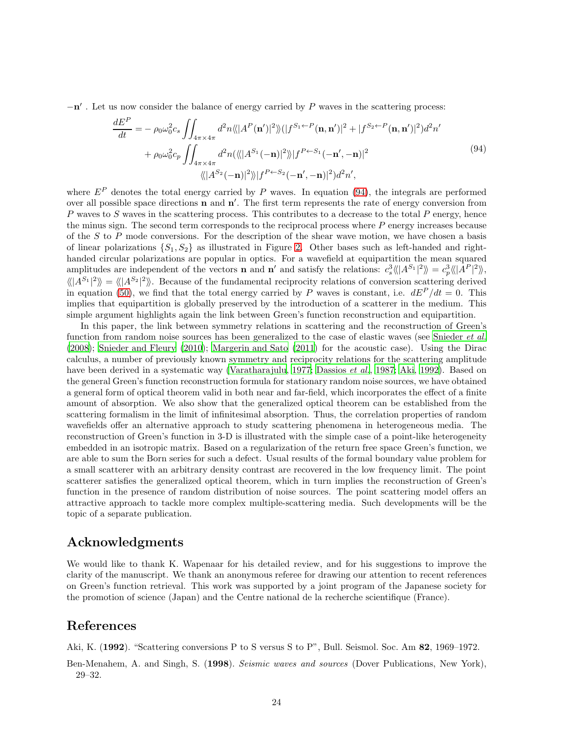$-\mathbf{n}'$ . Let us now consider the balance of energy carried by $P$ waves in the scattering process:

$$
\begin{aligned}
\frac{dE^P}{dt} =& -\rho_0\omega_0^2 c_s \iint_{4\pi\times 4\pi} d^2n \langle\!\langle |A^P(\mathbf{n}')|^2\rangle\!\rangle (|f^{S_1\leftarrow P}(\mathbf{n},\mathbf{n}')|^2 + |f^{S_2\leftarrow P}(\mathbf{n},\mathbf{n}')|^2) d^2n' \\
&+ \rho_0\omega_0^2 c_p \iint_{4\pi\times 4\pi} d^2n (\langle\!\langle |A^{S_1}(-\mathbf{n})|^2\rangle\!\rangle |f^{P\leftarrow S_1}(-\mathbf{n}',-\mathbf{n})|^2 \\
&\qquad \langle\!\langle |A^{S_2}(-\mathbf{n})|^2\rangle\!\rangle |f^{P\leftarrow S_2}(-\mathbf{n}',-\mathbf{n})|^2) d^2n',
\end{aligned}
\tag{94}
$$

where $E^P$ denotes the total energy carried by $P$ waves. In equation (94), the integrals are performed over all possible space directions $\mathbf{n}$ and $\mathbf{n}'$. The first term represents the rate of energy conversion from $P$ waves to $S$ waves in the scattering process. This contributes to a decrease to the total $P$ energy, hence the minus sign. The second term corresponds to the reciprocal process where $P$ energy increases because of the $S$ to $P$ mode conversions. For the description of the shear wave motion, we have chosen a basis of linear polarizations $\{S_1, S_2\}$ as illustrated in Figure 2. Other bases such as left-handed and right-handed circular polarizations are popular in optics. For a wavefield at equipartition the mean squared amplitudes are independent of the vectors $\mathbf{n}$ and $\mathbf{n}'$ and satisfy the relations: $c_s^3\langle\!\langle |A^{S_1}|^2\rangle\!\rangle = c_p^3\langle\!\langle |A^P|^2\rangle\!\rangle$, $\langle\!\langle |A^{S_1}|^2\rangle\!\rangle = \langle\!\langle |A^{S_2}|^2\rangle\!\rangle$. Because of the fundamental reciprocity relations of conversion scattering derived in equation (50), we find that the total energy carried by $P$ waves is constant, i.e. $dE^P/dt = 0$. This implies that equipartition is globally preserved by the introduction of a scatterer in the medium. This simple argument highlights again the link between Green's function reconstruction and equipartition.

In this paper, the link between symmetry relations in scattering and the reconstruction of Green's function from random noise sources has been generalized to the case of elastic waves (see Snieder *et al.* (2008); Snieder and Fleury (2010); Margerin and Sato (2011) for the acoustic case). Using the Dirac calculus, a number of previously known symmetry and reciprocity relations for the scattering amplitude have been derived in a systematic way (Varatharajulu, 1977; Dassios *et al.*, 1987; Aki, 1992). Based on the general Green's function reconstruction formula for stationary random noise sources, we have obtained a general form of optical theorem valid in both near and far-field, which incorporates the effect of a finite amount of absorption. We also show that the generalized optical theorem can be established from the scattering formalism in the limit of infinitesimal absorption. Thus, the correlation properties of random wavefields offer an alternative approach to study scattering phenomena in heterogeneous media. The reconstruction of Green's function in 3-D is illustrated with the simple case of a point-like heterogeneity embedded in an isotropic matrix. Based on a regularization of the return free space Green's function, we are able to sum the Born series for such a defect. Usual results of the formal boundary value problem for a small scatterer with an arbitrary density contrast are recovered in the low frequency limit. The point scatterer satisfies the generalized optical theorem, which in turn implies the reconstruction of Green's function in the presence of random distribution of noise sources. The point scattering model offers an attractive approach to tackle more complex multiple-scattering media. Such developments will be the topic of a separate publication.

## Acknowledgments

We would like to thank K. Wapenaar for his detailed review, and for his suggestions to improve the clarity of the manuscript. We thank an anonymous referee for drawing our attention to recent references on Green's function retrieval. This work was supported by a joint program of the Japanese society for the promotion of science (Japan) and the Centre national de la recherche scientifique (France).

## References

Aki, K. (**1992**). "Scattering conversions P to S versus S to P", Bull. Seismol. Soc. Am **82**, 1969–1972.

Ben-Menahem, A. and Singh, S. (**1998**). *Seismic waves and sources* (Dover Publications, New York), 29–32.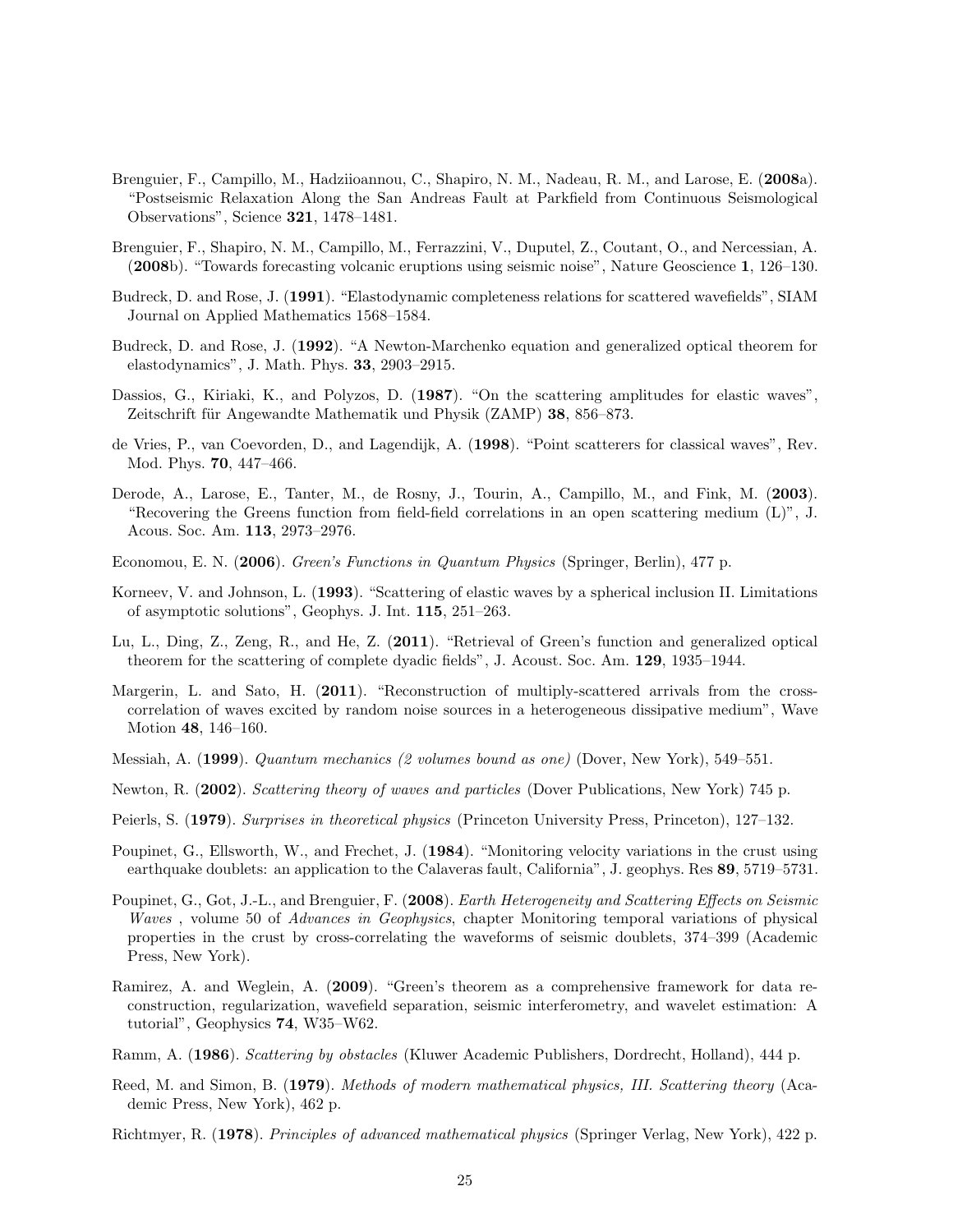Brenguier, F., Campillo, M., Hadziioannou, C., Shapiro, N. M., Nadeau, R. M., and Larose, E. (**2008**a). "Postseismic Relaxation Along the San Andreas Fault at Parkfield from Continuous Seismological Observations", Science **321**, 1478–1481.

Brenguier, F., Shapiro, N. M., Campillo, M., Ferrazzini, V., Duputel, Z., Coutant, O., and Nercessian, A. (**2008**b). "Towards forecasting volcanic eruptions using seismic noise", Nature Geoscience **1**, 126–130.

Budreck, D. and Rose, J. (**1991**). "Elastodynamic completeness relations for scattered wavefields", SIAM Journal on Applied Mathematics 1568–1584.

Budreck, D. and Rose, J. (**1992**). "A Newton-Marchenko equation and generalized optical theorem for elastodynamics", J. Math. Phys. **33**, 2903–2915.

Dassios, G., Kiriaki, K., and Polyzos, D. (**1987**). "On the scattering amplitudes for elastic waves", Zeitschrift für Angewandte Mathematik und Physik (ZAMP) **38**, 856–873.

de Vries, P., van Coevorden, D., and Lagendijk, A. (**1998**). "Point scatterers for classical waves", Rev. Mod. Phys. **70**, 447–466.

Derode, A., Larose, E., Tanter, M., de Rosny, J., Tourin, A., Campillo, M., and Fink, M. (**2003**). "Recovering the Greens function from field-field correlations in an open scattering medium (L)", J. Acous. Soc. Am. **113**, 2973–2976.

Economou, E. N. (**2006**). *Green's Functions in Quantum Physics* (Springer, Berlin), 477 p.

Korneev, V. and Johnson, L. (**1993**). "Scattering of elastic waves by a spherical inclusion II. Limitations of asymptotic solutions", Geophys. J. Int. **115**, 251–263.

Lu, L., Ding, Z., Zeng, R., and He, Z. (**2011**). "Retrieval of Green's function and generalized optical theorem for the scattering of complete dyadic fields", J. Acoust. Soc. Am. **129**, 1935–1944.

Margerin, L. and Sato, H. (**2011**). "Reconstruction of multiply-scattered arrivals from the cross-correlation of waves excited by random noise sources in a heterogeneous dissipative medium", Wave Motion **48**, 146–160.

Messiah, A. (**1999**). *Quantum mechanics (2 volumes bound as one)* (Dover, New York), 549–551.

Newton, R. (**2002**). *Scattering theory of waves and particles* (Dover Publications, New York) 745 p.

Peierls, S. (**1979**). *Surprises in theoretical physics* (Princeton University Press, Princeton), 127–132.

Poupinet, G., Ellsworth, W., and Frechet, J. (**1984**). "Monitoring velocity variations in the crust using earthquake doublets: an application to the Calaveras fault, California", J. geophys. Res **89**, 5719–5731.

Poupinet, G., Got, J.-L., and Brenguier, F. (**2008**). *Earth Heterogeneity and Scattering Effects on Seismic Waves* , volume 50 of *Advances in Geophysics*, chapter Monitoring temporal variations of physical properties in the crust by cross-correlating the waveforms of seismic doublets, 374–399 (Academic Press, New York).

Ramirez, A. and Weglein, A. (**2009**). "Green's theorem as a comprehensive framework for data reconstruction, regularization, wavefield separation, seismic interferometry, and wavelet estimation: A tutorial", Geophysics **74**, W35–W62.

Ramm, A. (**1986**). *Scattering by obstacles* (Kluwer Academic Publishers, Dordrecht, Holland), 444 p.

Reed, M. and Simon, B. (**1979**). *Methods of modern mathematical physics, III. Scattering theory* (Academic Press, New York), 462 p.

Richtmyer, R. (**1978**). *Principles of advanced mathematical physics* (Springer Verlag, New York), 422 p.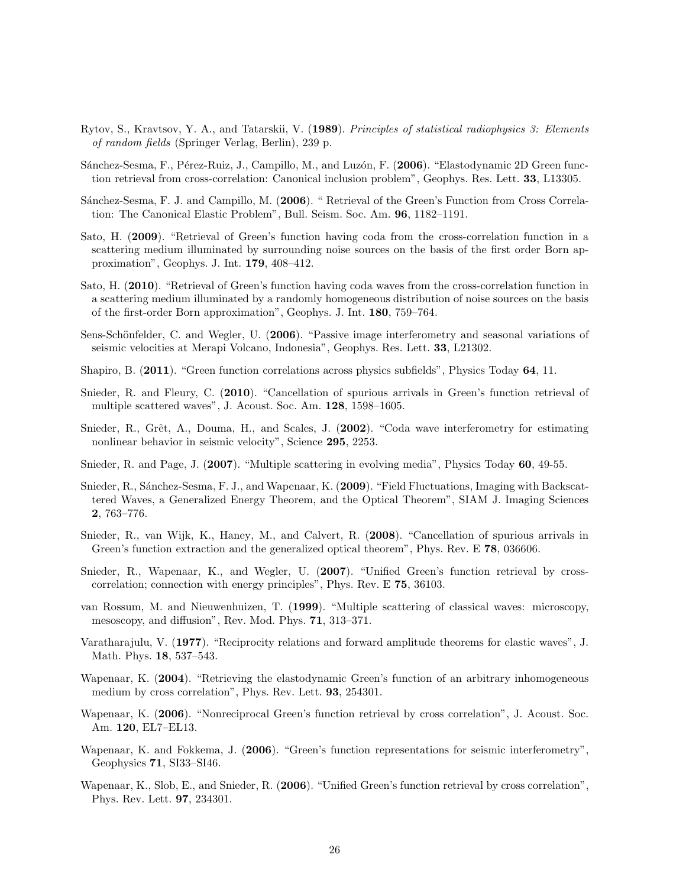Rytov, S., Kravtsov, Y. A., and Tatarskii, V. (**1989**). *Principles of statistical radiophysics 3: Elements of random fields* (Springer Verlag, Berlin), 239 p.

Sánchez-Sesma, F., Pérez-Ruiz, J., Campillo, M., and Luzón, F. (**2006**). "Elastodynamic 2D Green function retrieval from cross-correlation: Canonical inclusion problem", Geophys. Res. Lett. **33**, L13305.

Sánchez-Sesma, F. J. and Campillo, M. (**2006**). " Retrieval of the Green's Function from Cross Correlation: The Canonical Elastic Problem", Bull. Seism. Soc. Am. **96**, 1182–1191.

Sato, H. (**2009**). "Retrieval of Green's function having coda from the cross-correlation function in a scattering medium illuminated by surrounding noise sources on the basis of the first order Born approximation", Geophys. J. Int. **179**, 408–412.

Sato, H. (**2010**). "Retrieval of Green's function having coda waves from the cross-correlation function in a scattering medium illuminated by a randomly homogeneous distribution of noise sources on the basis of the first-order Born approximation", Geophys. J. Int. **180**, 759–764.

Sens-Schönfelder, C. and Wegler, U. (**2006**). "Passive image interferometry and seasonal variations of seismic velocities at Merapi Volcano, Indonesia", Geophys. Res. Lett. **33**, L21302.

Shapiro, B. (**2011**). "Green function correlations across physics subfields", Physics Today **64**, 11.

Snieder, R. and Fleury, C. (**2010**). "Cancellation of spurious arrivals in Green's function retrieval of multiple scattered waves", J. Acoust. Soc. Am. **128**, 1598–1605.

Snieder, R., Grêt, A., Douma, H., and Scales, J. (**2002**). "Coda wave interferometry for estimating nonlinear behavior in seismic velocity", Science **295**, 2253.

Snieder, R. and Page, J. (**2007**). "Multiple scattering in evolving media", Physics Today **60**, 49-55.

Snieder, R., Sánchez-Sesma, F. J., and Wapenaar, K. (**2009**). "Field Fluctuations, Imaging with Backscattered Waves, a Generalized Energy Theorem, and the Optical Theorem", SIAM J. Imaging Sciences **2**, 763–776.

Snieder, R., van Wijk, K., Haney, M., and Calvert, R. (**2008**). "Cancellation of spurious arrivals in Green's function extraction and the generalized optical theorem", Phys. Rev. E **78**, 036606.

Snieder, R., Wapenaar, K., and Wegler, U. (**2007**). "Unified Green's function retrieval by cross-correlation; connection with energy principles", Phys. Rev. E **75**, 36103.

van Rossum, M. and Nieuwenhuizen, T. (**1999**). "Multiple scattering of classical waves: microscopy, mesoscopy, and diffusion", Rev. Mod. Phys. **71**, 313–371.

Varatharajulu, V. (**1977**). "Reciprocity relations and forward amplitude theorems for elastic waves", J. Math. Phys. **18**, 537–543.

Wapenaar, K. (**2004**). "Retrieving the elastodynamic Green's function of an arbitrary inhomogeneous medium by cross correlation", Phys. Rev. Lett. **93**, 254301.

Wapenaar, K. (**2006**). "Nonreciprocal Green's function retrieval by cross correlation", J. Acoust. Soc. Am. **120**, EL7–EL13.

Wapenaar, K. and Fokkema, J. (**2006**). "Green's function representations for seismic interferometry", Geophysics **71**, SI33–SI46.

Wapenaar, K., Slob, E., and Snieder, R. (**2006**). "Unified Green's function retrieval by cross correlation", Phys. Rev. Lett. **97**, 234301.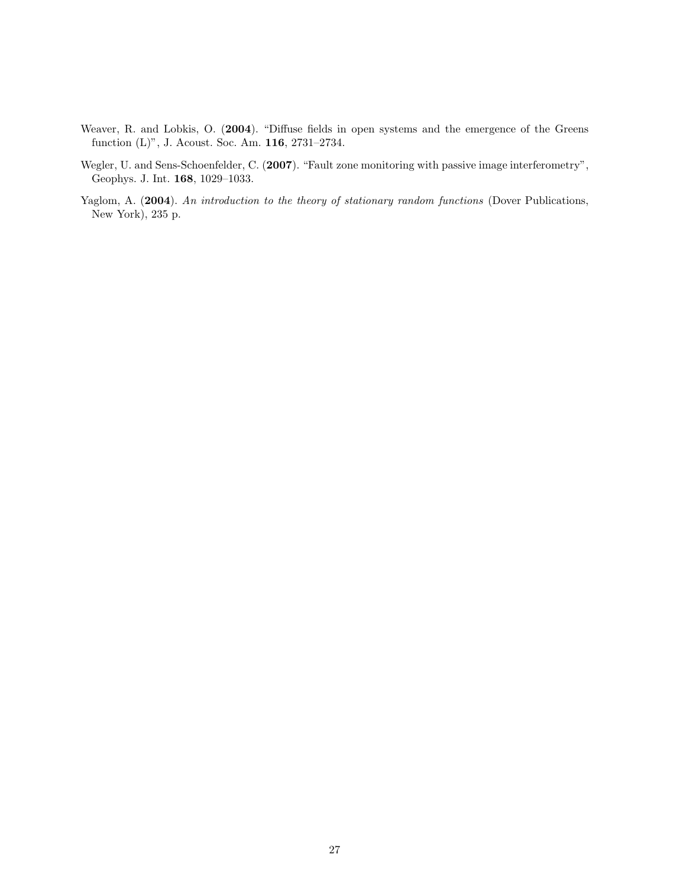Weaver, R. and Lobkis, O. (**2004**). “Diffuse fields in open systems and the emergence of the Greens function (L)”, J. Acoust. Soc. Am. **116**, 2731–2734.

Wegler, U. and Sens-Schoenfelder, C. (**2007**). “Fault zone monitoring with passive image interferometry”, Geophys. J. Int. **168**, 1029–1033.

Yaglom, A. (**2004**). *An introduction to the theory of stationary random functions* (Dover Publications, New York), 235 p.